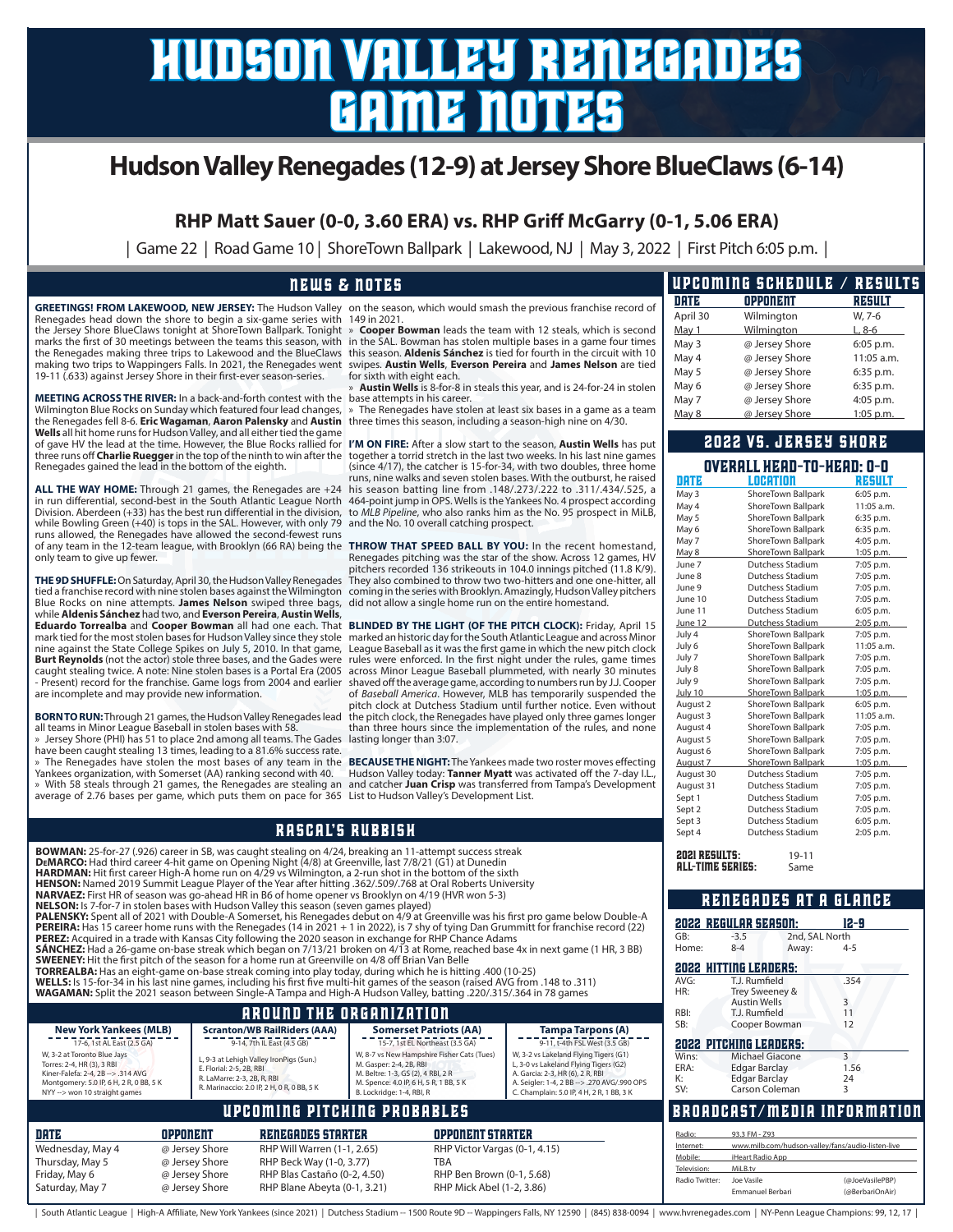# HUDSON VALLEY RENEGADES GAME NOTES

## Hudson Valley Renegades (12-9) at Jersey Shore BlueClaws (6-14)

### RHP Matt Sauer (0-0, 3.60 ERA) vs. RHP Griff McGarry (0-1, 5.06 ERA)

| Game 22 | Road Game 10 | ShoreTown Ballpark | Lakewood, NJ | May 3, 2022 | First Pitch 6:05 p.m. |

## NEWS & NOTES

**GREETINGS! FROM LAKEWOOD, NEW JERSEY:** The Hudson Valley Renegades head down the shore to begin a six-game series with the Jersey Shore BlueClaws tonight at ShoreTown Ballpark. Tonight marks the first of 30 meetings between the teams this season, with the Renegades making three trips to Lakewood and the BlueClaws making two trips to Wappingers Falls. In 2021, the Renegades went 19-11 (.633) against Jersey Shore in their first-ever season-series.

**MEETING ACROSS THE RIVER:** In a back-and-forth contest with the Wilmington Blue Rocks on Sunday which featured four lead changes, the Renegades fell 8-6. **Eric Wagaman**, **Aaron Palensky** and **Austin Wells** all hit home runs for Hudson Valley, and all either tied the game of gave HV the lead at the time. However, the Blue Rocks rallied for three runs off **Charlie Ruegger** in the top of the ninth to win after the Renegades gained the lead in the bottom of the eighth.

**ALL THE WAY HOME:** Through 21 games, the Renegades are +24 in run differential, second-best in the South Atlantic League North Division. Aberdeen (+33) has the best run differential in the division, while Bowling Green (+40) is tops in the SAL. However, with only 79 runs allowed, the Renegades have allowed the second-fewest runs of any team in the 12-team league, with Brooklyn (66 RA) being the only team to give up fewer.

**THE 9D SHUFFLE:** On Saturday, April 30, the Hudson Valley Renegades tied a franchise record with nine stolen bases against the Wilmington Blue Rocks on nine attempts. **James Nelson** swiped three bags, while **Aldenis Sánchez** had two, and **Everson Pereira**, **Austin Wells**, **Eduardo Torrealba** and **Cooper Bowman** all had one each. That mark tied for the most stolen bases for Hudson Valley since they stole nine against the State College Spikes on July 5, 2010. In that game, **Burt Reynolds** (not the actor) stole three bases, and the Gades were caught stealing twice. A note: Nine stolen bases is a Portal Era (2005 - Present) record for the franchise. Game logs from 2004 and earlier are incomplete and may provide new information.

**BORN TO RUN:** Through 21 games, the Hudson Valley Renegades lead all teams in Minor League Baseball in stolen bases with 58.

» Jersey Shore (PHI) has 51 to place 2nd among all teams. The Gades have been caught stealing 13 times, leading to a 81.6% success rate.

» The Renegades have stolen the most bases of any team in the Yankees organization, with Somerset (AA) ranking second with 40.

» With 58 steals through 21 games, the Renegades are stealing an average of 2.76 bases per game, which puts them on pace for 365 on the season, which would smash the previous franchise record of 149 in 2021.

» **Cooper Bowman** leads the team with 12 steals, which is second in the SAL. Bowman has stolen multiple bases in a game four times this season. **Aldenis Sánchez** is tied for fourth in the circuit with 10 swipes. **Austin Wells**, **Everson Pereira** and **James Nelson** are tied for sixth with eight each.

» **Austin Wells** is 8-for-8 in steals this year, and is 24-for-24 in stolen base attempts in his career.

» The Renegades have stolen at least six bases in a game as a team three times this season, including a season-high nine on 4/30.

**I'M ON FIRE:** After a slow start to the season, **Austin Wells** has put together a torrid stretch in the last two weeks. In his last nine games (since 4/17), the catcher is 15-for-34, with two doubles, three home runs, nine walks and seven stolen bases. With the outburst, he raised his season batting line from .148/.273/.222 to .311/.434/.525, a 464-point jump in OPS. Wells is the Yankees No. 4 prospect according to *MLB Pipeline*, who also ranks him as the No. 95 prospect in MiLB, and the No. 10 overall catching prospect.

**THROW THAT SPEED BALL BY YOU:** In the recent homestand, Renegades pitching was the star of the show. Across 12 games, HV pitchers recorded 136 strikeouts in 104.0 innings pitched (11.8 K/9). They also combined to throw two two-hitters and one one-hitter, all coming in the series with Brooklyn. Amazingly, Hudson Valley pitchers did not allow a single home run on the entire homestand.

**BLINDED BY THE LIGHT (OF THE PITCH CLOCK):** Friday, April 15 marked an historic day for the South Atlantic League and across Minor League Baseball as it was the first game in which the new pitch clock rules were enforced. In the first night under the rules, game times across Minor League Baseball plummeted, with nearly 30 minutes shaved off the average game, according to numbers run by J.J. Cooper of *Baseball America*. However, MLB has temporarily suspended the pitch clock at Dutchess Stadium until further notice. Even without the pitch clock, the Renegades have played only three games longer than three hours since the implementation of the rules, and none lasting longer than 3:07.

**BECAUSE THE NIGHT:** The Yankees made two roster moves effecting Hudson Valley today: **Tanner Myatt** was activated off the 7-day I.L., and catcher **Juan Crisp** was transferred from Tampa's Development List to Hudson Valley's Development List.

## RASCAL'S RUBBISH

**BOWMAN:** 25-for-27 (.926) career in SB, was caught stealing on 4/24, breaking an 11-attempt success streak
**DeMARCO:** Had third career 4-hit game on Opening Night (4/8) at Greenville, last 7/8/21 (G1) at Dunedin
**HARDMAN:** Hit first career High-A home run on 4/29 vs Wilmington, a 2-run shot in the bottom of the sixth
**HENSON:** Named 2019 Summit League Player of the Year after hitting .362/.509/.768 at Oral Roberts University
**NARVAEZ:** First HR of season was go-ahead HR in B6 of home opener vs Brooklyn on 4/19 (HVR won 5-3)
**NELSON:** Is 7-for-7 in stolen bases with Hudson Valley this season (seven games played)
**PALENSKY:** Spent all of 2021 with Double-A Somerset, his Renegades debut on 4/9 at Greenville was his first pro game below Double-A
**PEREIRA:** Has 15 career home runs with the Renegades (14 in 2021 + 1 in 2022), is 7 shy of tying Dan Grummitt for franchise record (22)
**PEREZ:** Acquired in a trade with Kansas City following the 2020 season in exchange for RHP Chance Adams
**SÁNCHEZ:** Had a 26-game on-base streak which began on 7/13/21 broken on 4/13 at Rome, reached base 4x in next game (1 HR, 3 BB)
**SWEENEY:** Hit the first pitch of the season for a home run at Greenville on 4/8 off Brian Van Belle
**TORREALBA:** Has an eight-game on-base streak coming into play today, during which he is hitting .400 (10-25)
**WELLS:** Is 15-for-34 in his last nine games, including his first five multi-hit games of the season (raised AVG from .148 to .311)
**WAGAMAN:** Split the 2021 season between Single-A Tampa and High-A Hudson Valley, batting .220/.315/.364 in 78 games

## AROUND THE ORGANIZATION

**New York Yankees (MLB)** — 17-6, 1st AL East (2.5 GA)
W, 3-2 at Toronto Blue Jays
Torres: 2-4, HR (3), 3 RBI
Kiner-Falefa: 2-4, 2B --> .314 AVG
Montgomery: 5.0 IP, 6 H, 2 R, 0 BB, 5 K
NYY --> won 10 straight games

**Scranton/WB RailRiders (AAA)** — 9-14, 7th IL East (4.5 GB)
L, 9-3 at Lehigh Valley IronPigs (Sun.)
E. Florial: 2-5, 2B, RBI
R. LaMarre: 2-3, 2B, R, RBI
R. Marinaccio: 2.0 IP, 2 H, 0 R, 0 BB, 5 K

**Somerset Patriots (AA)** — 15-7, 1st EL Northeast (3.5 GA)
W, 8-7 vs New Hampshire Fisher Cats (Tues)
M. Gasper: 2-4, 2B, RBI
M. Beltre: 1-3, GS (2), 4 RBI, 2 R
M. Spence: 4.0 IP, 6 H, 5 R, 1 BB, 5 K
B. Lockridge: 1-4, RBI, R

**Tampa Tarpons (A)** — 9-11, t-4th FSL West (3.5 GB)
W, 3-2 vs Lakeland Flying Tigers (G1)
L, 3-0 vs Lakeland Flying Tigers (G2)
A. Garcia: 2-3, HR (6), 2 R, RBI
A. Seigler: 1-3, 2 BB --> .270 AVG/.990 OPS
C. Champlain: 5.0 IP, 4 H, 2 R, 1 BB, 3 K

## UPCOMING PITCHING PROBABLES

| DATE | OPPONENT | RENEGADES STARTER | OPPONENT STARTER |
|---|---|---|---|
| Wednesday, May 4 | @ Jersey Shore | RHP Will Warren (1-1, 2.65) | RHP Victor Vargas (0-1, 4.15) |
| Thursday, May 5 | @ Jersey Shore | RHP Beck Way (1-0, 3.77) | TBA |
| Friday, May 6 | @ Jersey Shore | RHP Blas Castaño (0-2, 4.50) | RHP Ben Brown (0-1, 5.68) |
| Saturday, May 7 | @ Jersey Shore | RHP Blane Abeyta (0-1, 3.21) | RHP Mick Abel (1-2, 3.86) |

## UPCOMING SCHEDULE / RESULTS

| DATE | OPPONENT | RESULT |
|---|---|---|
| April 30 | Wilmington | W, 7-6 |
| May 1 | Wilmington | L, 8-6 |
| May 3 | @ Jersey Shore | 6:05 p.m. |
| May 4 | @ Jersey Shore | 11:05 a.m. |
| May 5 | @ Jersey Shore | 6:35 p.m. |
| May 6 | @ Jersey Shore | 6:35 p.m. |
| May 7 | @ Jersey Shore | 4:05 p.m. |
| May 8 | @ Jersey Shore | 1:05 p.m. |

## 2022 VS. JERSEY SHORE

### OVERALL HEAD-TO-HEAD: 0-0

| DATE | LOCATION | RESULT |
|---|---|---|
| May 3 | ShoreTown Ballpark | 6:05 p.m. |
| May 4 | ShoreTown Ballpark | 11:05 a.m. |
| May 5 | ShoreTown Ballpark | 6:35 p.m. |
| May 6 | ShoreTown Ballpark | 6:35 p.m. |
| May 7 | ShoreTown Ballpark | 4:05 p.m. |
| May 8 | ShoreTown Ballpark | 1:05 p.m. |
| June 7 | Dutchess Stadium | 7:05 p.m. |
| June 8 | Dutchess Stadium | 7:05 p.m. |
| June 9 | Dutchess Stadium | 7:05 p.m. |
| June 10 | Dutchess Stadium | 7:05 p.m. |
| June 11 | Dutchess Stadium | 6:05 p.m. |
| June 12 | Dutchess Stadium | 2:05 p.m. |
| July 4 | ShoreTown Ballpark | 7:05 p.m. |
| July 6 | ShoreTown Ballpark | 11:05 a.m. |
| July 7 | ShoreTown Ballpark | 7:05 p.m. |
| July 8 | ShoreTown Ballpark | 7:05 p.m. |
| July 9 | ShoreTown Ballpark | 7:05 p.m. |
| July 10 | ShoreTown Ballpark | 1:05 p.m. |
| August 2 | ShoreTown Ballpark | 6:05 p.m. |
| August 3 | ShoreTown Ballpark | 11:05 a.m. |
| August 4 | ShoreTown Ballpark | 7:05 p.m. |
| August 5 | ShoreTown Ballpark | 7:05 p.m. |
| August 6 | ShoreTown Ballpark | 7:05 p.m. |
| August 7 | ShoreTown Ballpark | 1:05 p.m. |
| August 30 | Dutchess Stadium | 7:05 p.m. |
| August 31 | Dutchess Stadium | 7:05 p.m. |
| Sept 1 | Dutchess Stadium | 7:05 p.m. |
| Sept 2 | Dutchess Stadium | 7:05 p.m. |
| Sept 3 | Dutchess Stadium | 6:05 p.m. |
| Sept 4 | Dutchess Stadium | 2:05 p.m. |

**2021 RESULTS:** 19-11
**ALL-TIME SERIES:** Same

## RENEGADES AT A GLANCE

**2022 REGULAR SEASON:** 12-9

| GB: | -3.5 | 2nd, SAL North | |
|---|---|---|---|
| Home: | 8-4 | Away: | 4-5 |

**2022 HITTING LEADERS:**

| | | |
|---|---|---|
| AVG: | T.J. Rumfield | .354 |
| HR: | Trey Sweeney & Austin Wells | 3 |
| RBI: | T.J. Rumfield | 11 |
| SB: | Cooper Bowman | 12 |

**2022 PITCHING LEADERS:**

| | | |
|---|---|---|
| Wins: | Michael Giacone | 3 |
| ERA: | Edgar Barclay | 1.56 |
| K: | Edgar Barclay | 24 |
| SV: | Carson Coleman | 3 |

## BROADCAST/MEDIA INFORMATION

| | | |
|---|---|---|
| Radio: | 93.3 FM - Z93 | |
| Internet: | www.milb.com/hudson-valley/fans/audio-listen-live | |
| Mobile: | iHeart Radio App | |
| Television: | MiLB.tv | |
| Radio Twitter: | Joe Vasile | (@JoeVasilePBP) |
| | Emmanuel Berbari | (@BerbariOnAir) |

| South Atlantic League | High-A Affiliate, New York Yankees (since 2021) | Dutchess Stadium -- 1500 Route 9D -- Wappingers Falls, NY 12590 | (845) 838-0094 | www.hvrenegades.com | NY-Penn League Champions: 99, 12, 17 |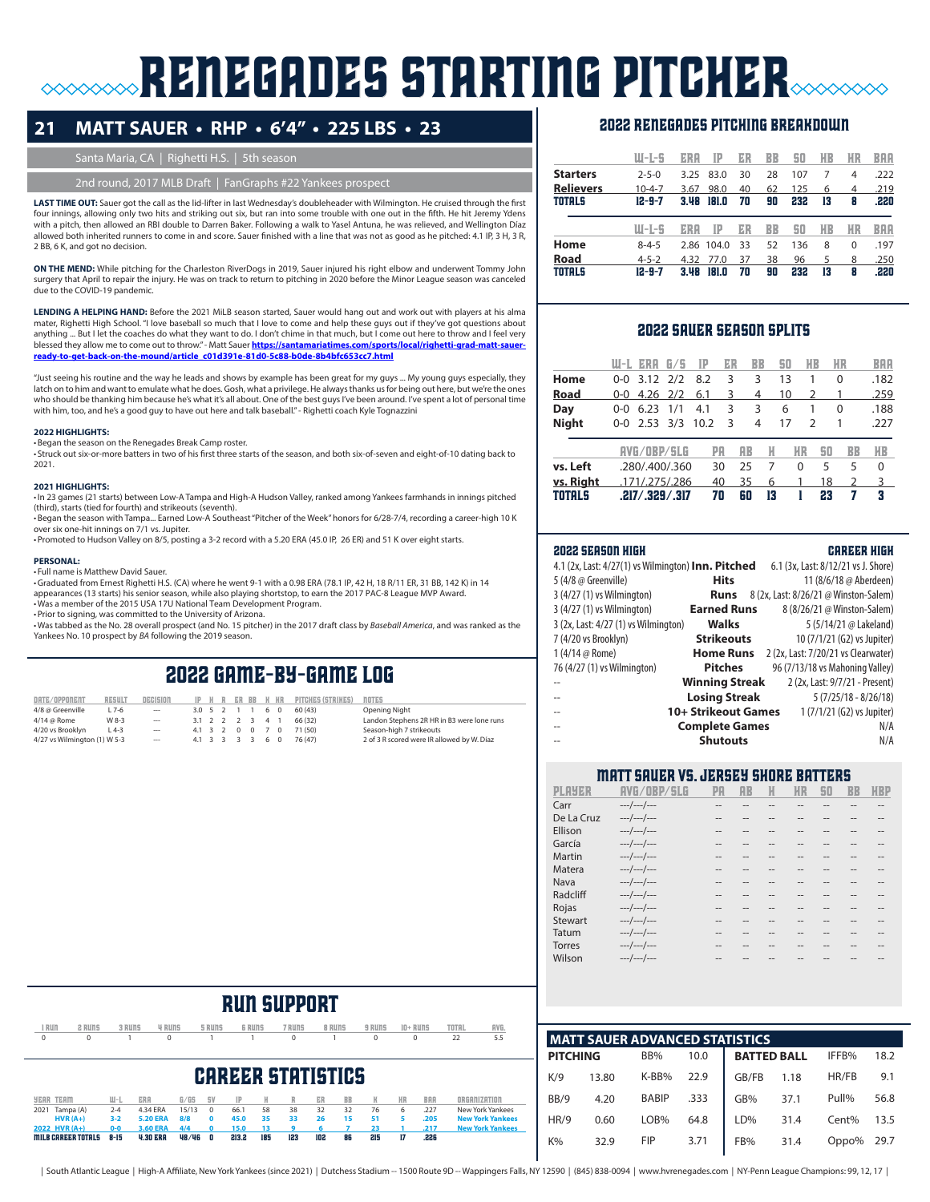# RENEGADES STARTING PITCHER

## 21 MATT SAUER • RHP • 6'4" • 225 LBS • 23

Santa Maria, CA | Righetti H.S. | 5th season

2nd round, 2017 MLB Draft | FanGraphs #22 Yankees prospect

**LAST TIME OUT:** Sauer got the call as the lid-lifter in last Wednesday's doubleheader with Wilmington. He cruised through the first four innings, allowing only two hits and striking out six, but ran into some trouble with one out in the fifth. He hit Jeremy Ydens with a pitch, then allowed an RBI double to Darren Baker. Following a walk to Yasel Antuna, he was relieved, and Wellington Diaz allowed both inherited runners to come in and score. Sauer finished with a line that was not as good as he pitched: 4.1 IP, 3 H, 3 R, 2 BB, 6 K, and got no decision.

**ON THE MEND:** While pitching for the Charleston RiverDogs in 2019, Sauer injured his right elbow and underwent Tommy John surgery that April to repair the injury. He was on track to return to pitching in 2020 before the Minor League season was canceled due to the COVID-19 pandemic.

**LENDING A HELPING HAND:** Before the 2021 MiLB season started, Sauer would hang out and work out with players at his alma mater, Righetti High School. "I love baseball so much that I love to come and help these guys out if they've got questions about anything ... But I let the coaches do what they want to do. I don't chime in that much, but I come out here to throw and I feel very blessed they allow me to come out to throw." - Matt Sauer **https://santamariatimes.com/sports/local/righetti-grad-matt-sauer-ready-to-get-back-on-the-mound/article_c01d391e-81d0-5c88-b0de-8b4bfc653cc7.html**

"Just seeing his routine and the way he leads and shows by example has been great for my guys ... My young guys especially, they latch on to him and want to emulate what he does. Gosh, what a privilege. He always thanks us for being out here, but we're the ones who should be thanking him because he's what it's all about. One of the best guys I've been around. I've spent a lot of personal time with him, too, and he's a good guy to have out here and talk baseball." - Righetti coach Kyle Tognazzini

**2022 HIGHLIGHTS:**
- Began the season on the Renegades Break Camp roster.
- Struck out six-or-more batters in two of his first three starts of the season, and both six-of-seven and eight-of-10 dating back to 2021.

**2021 HIGHLIGHTS:**
- In 23 games (21 starts) between Low-A Tampa and High-A Hudson Valley, ranked among Yankees farmhands in innings pitched (third), starts (tied for fourth) and strikeouts (seventh).
- Began the season with Tampa... Earned Low-A Southeast "Pitcher of the Week" honors for 6/28-7/4, recording a career-high 10 K over six one-hit innings on 7/1 vs. Jupiter.
- Promoted to Hudson Valley on 8/5, posting a 3-2 record with a 5.20 ERA (45.0 IP, 26 ER) and 51 K over eight starts.

**PERSONAL:**
- Full name is Matthew David Sauer.
- Graduated from Ernest Righetti H.S. (CA) where he went 9-1 with a 0.98 ERA (78.1 IP, 42 H, 18 R/11 ER, 31 BB, 142 K) in 14 appearances (13 starts) his senior season, while also playing shortstop, to earn the 2017 PAC-8 League MVP Award.
- Was a member of the 2015 USA 17U National Team Development Program.
- Prior to signing, was committed to the University of Arizona.
- Was tabbed as the No. 28 overall prospect (and No. 15 pitcher) in the 2017 draft class by *Baseball America*, and was ranked as the Yankees No. 10 prospect by *BA* following the 2019 season.

## 2022 GAME-BY-GAME LOG

| DATE/OPPONENT | RESULT | DECISION | IP | H | R | ER | BB | K | HR | PITCHES (STRIKES) | NOTES |
|---|---|---|---|---|---|---|---|---|---|---|---|
| 4/8 @ Greenville | L 7-6 | --- | 3.0 | 5 | 2 | 1 | 1 | 6 | 0 | 60 (43) | Opening Night |
| 4/14 @ Rome | W 8-3 | --- | 3.1 | 2 | 2 | 2 | 3 | 4 | 1 | 66 (32) | Landon Stephens 2R HR in B3 were lone runs |
| 4/20 vs Brooklyn | L 4-3 | --- | 4.1 | 3 | 2 | 0 | 0 | 7 | 0 | 71 (50) | Season-high 7 strikeouts |
| 4/27 vs Wilmington (1) | W 5-3 | --- | 4.1 | 3 | 3 | 3 | 3 | 6 | 0 | 76 (47) | 2 of 3 R scored were IR allowed by W. Diaz |

## RUN SUPPORT

| 1 RUN | 2 RUNS | 3 RUNS | 4 RUNS | 5 RUNS | 6 RUNS | 7 RUNS | 8 RUNS | 9 RUNS | 10+ RUNS | TOTAL | AVG. |
|---|---|---|---|---|---|---|---|---|---|---|---|
| 0 | 0 | 1 | 0 | 1 | 1 | 0 | 1 | 0 | 0 | 22 | 5.5 |

## CAREER STATISTICS

| YEAR | TEAM | W-L | ERA | G/GS | SV | IP | H | R | ER | BB | K | HR | BAA | ORGANIZATION |
|---|---|---|---|---|---|---|---|---|---|---|---|---|---|---|
| 2021 | Tampa (A) | 2-4 | 4.34 ERA | 15/13 | 0 | 66.1 | 58 | 38 | 32 | 32 | 76 | 6 | .227 | New York Yankees |
| | **HVR (A+)** | **3-2** | **5.20 ERA** | **8/8** | **0** | **45.0** | **35** | **33** | **26** | **15** | **51** | **5** | **.205** | **New York Yankees** |
| **2022** | **HVR (A+)** | **0-0** | **3.60 ERA** | **4/4** | **0** | **15.0** | **13** | **9** | **6** | **7** | **23** | **1** | **.217** | **New York Yankees** |
| **MILB CAREER TOTALS** | | **8-15** | **4.30 ERA** | **48/46** | **0** | **213.2** | **185** | **123** | **102** | **86** | **215** | **17** | **.226** | |

## 2022 RENEGADES PITCHING BREAKDOWN

| | W-L-S | ERA | IP | ER | BB | SO | HB | HR | BAA |
|---|---|---|---|---|---|---|---|---|---|
| **Starters** | 2-5-0 | 3.25 | 83.0 | 30 | 28 | 107 | 7 | 4 | .222 |
| **Relievers** | 10-4-7 | 3.67 | 98.0 | 40 | 62 | 125 | 6 | 4 | .219 |
| **TOTALS** | **12-9-7** | **3.48** | **181.0** | **70** | **90** | **232** | **13** | **8** | **.220** |

| | W-L-S | ERA | IP | ER | BB | SO | HB | HR | BAA |
|---|---|---|---|---|---|---|---|---|---|
| **Home** | 8-4-5 | 2.86 | 104.0 | 33 | 52 | 136 | 8 | 0 | .197 |
| **Road** | 4-5-2 | 4.32 | 77.0 | 37 | 38 | 96 | 5 | 8 | .250 |
| **TOTALS** | **12-9-7** | **3.48** | **181.0** | **70** | **90** | **232** | **13** | **8** | **.220** |

## 2022 SAUER SEASON SPLITS

| | W-L | ERA | G/S | IP | ER | BB | SO | HB | HR | BAA |
|---|---|---|---|---|---|---|---|---|---|---|
| **Home** | 0-0 | 3.12 | 2/2 | 8.2 | 3 | 3 | 13 | 1 | 0 | .182 |
| **Road** | 0-0 | 4.26 | 2/2 | 6.1 | 3 | 4 | 10 | 2 | 1 | .259 |
| **Day** | 0-0 | 6.23 | 1/1 | 4.1 | 3 | 3 | 6 | 1 | 0 | .188 |
| **Night** | 0-0 | 2.53 | 3/3 | 10.2 | 3 | 4 | 17 | 2 | 1 | .227 |

| | AVG/OBP/SLG | PA | AB | H | HR | SO | BB | HB |
|---|---|---|---|---|---|---|---|---|
| **vs. Left** | .280/.400/.360 | 30 | 25 | 7 | 0 | 5 | 5 | 0 |
| **vs. Right** | .171/.275/.286 | 40 | 35 | 6 | 1 | 18 | 2 | 3 |
| **TOTALS** | **.217/.329/.317** | **70** | **60** | **13** | **1** | **23** | **7** | **3** |

| 2022 SEASON HIGH | | CAREER HIGH |
|---|---|---|
| 4.1 (2x, Last: 4/27(1) vs Wilmington) | **Inn. Pitched** | 6.1 (3x, Last: 8/12/21 vs J. Shore) |
| 5 (4/8 @ Greenville) | **Hits** | 11 (8/6/18 @ Aberdeen) |
| 3 (4/27 (1) vs Wilmington) | **Runs** | 8 (2x, Last: 8/26/21 @ Winston-Salem) |
| 3 (4/27 (1) vs Wilmington) | **Earned Runs** | 8 (8/26/21 @ Winston-Salem) |
| 3 (2x, Last: 4/27 (1) vs Wilmington) | **Walks** | 5 (5/14/21 @ Lakeland) |
| 7 (4/20 vs Brooklyn) | **Strikeouts** | 10 (7/1/21 (G2) vs Jupiter) |
| 1 (4/14 @ Rome) | **Home Runs** | 2 (2x, Last: 7/20/21 vs Clearwater) |
| 76 (4/27 (1) vs Wilmington) | **Pitches** | 96 (7/13/18 vs Mahoning Valley) |
| -- | **Winning Streak** | 2 (2x, Last: 9/7/21 - Present) |
| -- | **Losing Streak** | 5 (7/25/18 - 8/26/18) |
| -- | **10+ Strikeout Games** | 1 (7/1/21 (G2) vs Jupiter) |
| -- | **Complete Games** | N/A |
| -- | **Shutouts** | N/A |

## MATT SAUER VS. JERSEY SHORE BATTERS

| PLAYER | AVG/OBP/SLG | PA | AB | H | HR | SO | BB | HBP |
|---|---|---|---|---|---|---|---|---|
| Carr | ---/---/--- | -- | -- | -- | -- | -- | -- | -- |
| De La Cruz | ---/---/--- | -- | -- | -- | -- | -- | -- | -- |
| Ellison | ---/---/--- | -- | -- | -- | -- | -- | -- | -- |
| García | ---/---/--- | -- | -- | -- | -- | -- | -- | -- |
| Martin | ---/---/--- | -- | -- | -- | -- | -- | -- | -- |
| Matera | ---/---/--- | -- | -- | -- | -- | -- | -- | -- |
| Nava | ---/---/--- | -- | -- | -- | -- | -- | -- | -- |
| Radcliff | ---/---/--- | -- | -- | -- | -- | -- | -- | -- |
| Rojas | ---/---/--- | -- | -- | -- | -- | -- | -- | -- |
| Stewart | ---/---/--- | -- | -- | -- | -- | -- | -- | -- |
| Tatum | ---/---/--- | -- | -- | -- | -- | -- | -- | -- |
| Torres | ---/---/--- | -- | -- | -- | -- | -- | -- | -- |
| Wilson | ---/---/--- | -- | -- | -- | -- | -- | -- | -- |

## MATT SAUER ADVANCED STATISTICS

| PITCHING | | | | BATTED BALL | | | |
|---|---|---|---|---|---|---|---|
| K/9 | 13.80 | BB% | 10.0 | GB/FB | 1.18 | IFFB% | 18.2 |
| BB/9 | 4.20 | K-BB% | 22.9 | GB% | 37.1 | HR/FB | 9.1 |
| HR/9 | 0.60 | BABIP | .333 | LD% | 31.4 | Pull% | 56.8 |
| K% | 32.9 | LOB% | 64.8 | FB% | 31.4 | Cent% | 13.5 |
| | | FIP | 3.71 | | | Oppo% | 29.7 |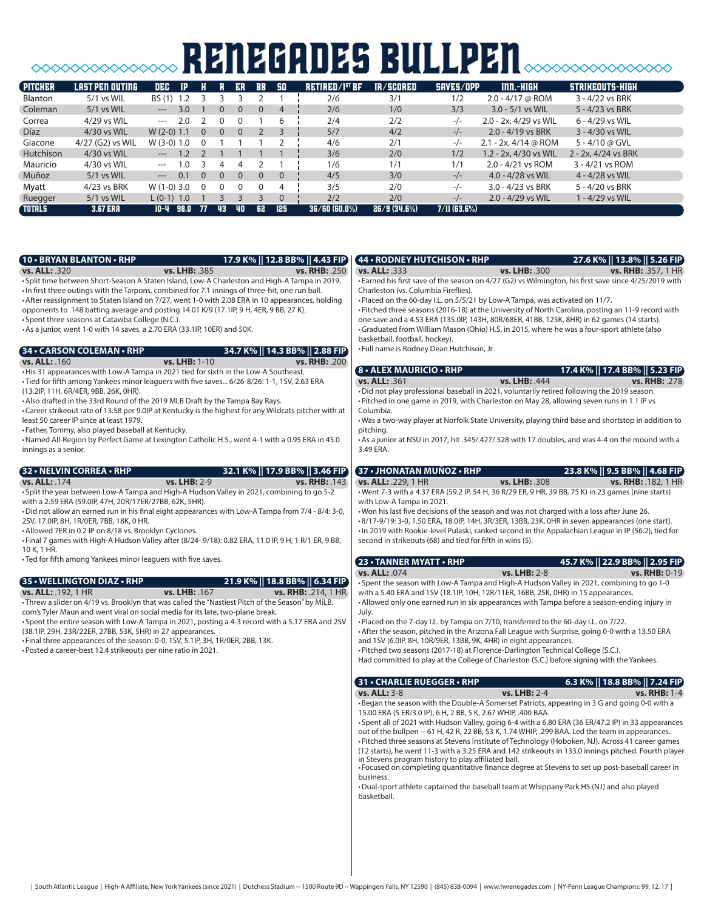# RENEGADES BULLPEN

| PITCHER | LAST PEN OUTING | DEC | IP | H | R | ER | BB | SO | RETIRED/1ST BF | IR/SCORED | SAVES/OPP | INN.-HIGH | STRIKEOUTS-HIGH |
|---|---|---|---|---|---|---|---|---|---|---|---|---|---|
| Blanton | 5/1 vs WIL | BS (1) | 1.2 | 3 | 3 | 3 | 2 | 1 | 2/6 | 3/1 | 1/2 | 2.0 - 4/17 @ ROM | 3 - 4/22 vs BRK |
| Coleman | 5/1 vs WIL | --- | 3.0 | 1 | 0 | 0 | 0 | 4 | 2/6 | 1/0 | 3/3 | 3.0 - 5/1 vs WIL | 5 - 4/23 vs BRK |
| Correa | 4/29 vs WIL | --- | 2.0 | 2 | 0 | 0 | 1 | 6 | 2/4 | 2/2 | -/- | 2.0 - 2x, 4/29 vs WIL | 6 - 4/29 vs WIL |
| Díaz | 4/30 vs WIL | W (2-0) | 1.1 | 0 | 0 | 0 | 2 | 3 | 5/7 | 4/2 | -/- | 2.0 - 4/19 vs BRK | 3 - 4/30 vs WIL |
| Giacone | 4/27 (G2) vs WIL | W (3-0) | 1.0 | 0 | 1 | 1 | 1 | 2 | 4/6 | 2/1 | -/- | 2.1 - 2x, 4/14 @ ROM | 5 - 4/10 @ GVL |
| Hutchison | 4/30 vs WIL | --- | 1.2 | 2 | 1 | 1 | 1 | 1 | 3/6 | 2/0 | 1/2 | 1.2 - 2x, 4/30 vs WIL | 2 - 2x, 4/24 vs BRK |
| Mauricio | 4/30 vs WIL | --- | 1.0 | 3 | 4 | 4 | 2 | 1 | 1/6 | 1/1 | 1/1 | 2.0 - 4/21 vs ROM | 3 - 4/21 vs ROM |
| Muñoz | 5/1 vs WIL | --- | 0.1 | 0 | 0 | 0 | 0 | 0 | 4/5 | 3/0 | -/- | 4.0 - 4/28 vs WIL | 4 - 4/28 vs WIL |
| Myatt | 4/23 vs BRK | W (1-0) | 3.0 | 0 | 0 | 0 | 0 | 4 | 3/5 | 2/0 | -/- | 3.0 - 4/23 vs BRK | 5 - 4/20 vs BRK |
| Ruegger | 5/1 vs WIL | L (0-1) | 1.0 | 1 | 3 | 3 | 3 | 0 | 2/2 | 2/0 | -/- | 2.0 - 4/29 vs WIL | 1 - 4/29 vs WIL |
| TOTALS | 3.67 ERA | 10-4 | 98.0 | 77 | 43 | 40 | 62 | 125 | 36/60 (60.0%) | 26/9 (34.6%) | 7/11 (63.6%) | | |

### 10 • BRYAN BLANTON • RHP — 17.9 K% || 12.8 BB% || 4.43 FIP

**vs. ALL:** .320 **vs. LHB:** .385 **vs. RHB:** .250

- Split time between Short-Season A Staten Island, Low-A Charleston and High-A Tampa in 2019.
- In first three outings with the Tarpons, combined for 7.1 innings of three-hit, one run ball.
- After reassignment to Staten Island on 7/27, went 1-0 with 2.08 ERA in 10 appearances, holding opponents to .148 batting average and posting 14.01 K/9 (17.1IP, 9 H, 4ER, 9 BB, 27 K).
- Spent three seasons at Catawba College (N.C.).
- As a junior, went 1-0 with 14 saves, a 2.70 ERA (33.1IP, 10ER) and 50K.

### 34 • CARSON COLEMAN • RHP — 34.7 K% || 14.3 BB% || 2.88 FIP

**vs. ALL:** .160 **vs. LHB:** 1-10 **vs. RHB:** .200

- His 31 appearances with Low-A Tampa in 2021 tied for sixth in the Low-A Southeast.
- Tied for fifth among Yankees minor leaguers with five saves... 6/26-8/26: 1-1, 1SV, 2.63 ERA (13.2IP, 11H, 6R/4ER, 9BB, 26K, 0HR).
- Also drafted in the 33rd Round of the 2019 MLB Draft by the Tampa Bay Rays.
- Career strikeout rate of 13.58 per 9.0IP at Kentucky is the highest for any Wildcats pitcher with at least 50 career IP since at least 1979.
- Father, Tommy, also played baseball at Kentucky.
- Named All-Region by Perfect Game at Lexington Catholic H.S., went 4-1 with a 0.95 ERA in 45.0 innings as a senior.

### 32 • NELVIN CORREA • RHP — 32.1 K% || 17.9 BB% || 3.46 FIP

**vs. ALL:** .174 **vs. LHB:** 2-9 **vs. RHB:** .143

- Split the year between Low-A Tampa and High-A Hudson Valley in 2021, combining to go 5-2 with a 2.59 ERA (59.0IP, 47H, 20R/17ER/27BB, 62K, 5HR).
- Did not allow an earned run in his final eight appearances with Low-A Tampa from 7/4 - 8/4: 3-0, 2SV, 17.0IP, 8H, 1R/0ER, 7BB, 18K, 0 HR.
- Allowed 7ER in 0.2 IP on 8/18 vs. Brooklyn Cyclones.
- Final 7 games with High-A Hudson Valley after (8/24- 9/18): 0.82 ERA, 11.0 IP, 9 H, 1 R/1 ER, 9 BB, 10 K, 1 HR.
- Ted for fifth among Yankees minor leaguers with five saves.

### 35 • WELLINGTON DIAZ • RHP — 21.9 K% || 18.8 BB% || 6.34 FIP

**vs. ALL:** .192, 1 HR **vs. LHB:** .167 **vs. RHB:** .214, 1 HR

- Threw a slider on 4/19 vs. Brooklyn that was called the "Nastiest Pitch of the Season" by MiLB. com's Tyler Maun and went viral on social media for its late, two-plane break.
- Spent the entire season with Low-A Tampa in 2021, posting a 4-3 record with a 5.17 ERA and 2SV (38.1IP, 29H, 23R/22ER, 27BB, 53K, 5HR) in 27 appearances.
- Final three appearances of the season: 0-0, 1SV, 5.1IP, 3H, 1R/0ER, 2BB, 13K.
- Posted a career-best 12.4 strikeouts per nine ratio in 2021.

### 44 • RODNEY HUTCHISON • RHP — 27.6 K% || 13.8% || 5.26 FIP

**vs. ALL:** .333 **vs. LHB:** .300 **vs. RHB:** .357, 1 HR

- Earned his first save of the season on 4/27 (G2) vs Wilmington, his first save since 4/25/2019 with Charleston (vs. Columbia Fireflies).
- Placed on the 60-day I.L. on 5/5/21 by Low-A Tampa, was activated on 11/7.
- Pitched three seasons (2016-18) at the University of North Carolina, posting an 11-9 record with one save and a 4.53 ERA (135.0IP, 143H, 80R/68ER, 41BB, 125K, 8HR) in 62 games (14 starts).
- Graduated from William Mason (Ohio) H.S. in 2015, where he was a four-sport athlete (also basketball, football, hockey).
- Full name is Rodney Dean Hutchison, Jr.

### 8 • ALEX MAURICIO • RHP — 17.4 K% || 17.4 BB% || 5.23 FIP

**vs. ALL:** .361 **vs. LHB:** .444 **vs. RHB:** .278

- Did not play professional baseball in 2021, voluntarily retired following the 2019 season.
- Pitched in one game in 2019, with Charleston on May 28, allowing seven runs in 1.1 IP vs Columbia.
- Was a two-way player at Norfolk State University, playing third base and shortstop in addition to pitching.
- As a junior at NSU in 2017, hit .345/.427/.528 with 17 doubles, and was 4-4 on the mound with a 3.49 ERA.

### 37 • JHONATAN MUÑOZ • RHP — 23.8 K% || 9.5 BB% || 4.68 FIP

**vs. ALL:** .229, 1 HR **vs. LHB:** .308 **vs. RHB:** .182, 1 HR

- Went 7-3 with a 4.37 ERA (59.2 IP, 54 H, 36 R/29 ER, 9 HR, 39 BB, 75 K) in 23 games (nine starts) with Low-A Tampa in 2021.
- Won his last five decisions of the season and was not charged with a loss after June 26.
- 8/17-9/19: 3-0, 1.50 ERA, 18.0IP, 14H, 3R/3ER, 13BB, 23K, 0HR in seven appearances (one start).
- In 2019 with Rookie-level Pulaski, ranked second in the Appalachian League in IP (56.2), tied for second in strikeouts (68) and tied for fifth in wins (5).

### 23 • TANNER MYATT • RHP — 45.7 K% || 22.9 BB% || 2.95 FIP

**vs. ALL:** .074 **vs. LHB:** 2-8 **vs. RHB:** 0-19

- Spent the season with Low-A Tampa and High-A Hudson Valley in 2021, combining to go 1-0 with a 5.40 ERA and 1SV (18.1IP, 10H, 12R/11ER, 16BB, 25K, 0HR) in 15 appearances.
- Allowed only one earned run in six appearances with Tampa before a season-ending injury in July.
- Placed on the 7-day I.L. by Tampa on 7/10, transferred to the 60-day I.L. on 7/22.
- After the season, pitched in the Arizona Fall League with Surprise, going 0-0 with a 13.50 ERA and 1SV (6.0IP, 8H, 10R/9ER, 13BB, 9K, 4HR) in eight appearances.
- Pitched two seasons (2017-18) at Florence-Darlington Technical College (S.C.). Had committed to play at the College of Charleston (S.C.) before signing with the Yankees.

### 31 • CHARLIE RUEGGER • RHP — 6.3 K% || 18.8 BB% || 7.24 FIP

**vs. ALL:** 3-8 **vs. LHB:** 2-4 **vs. RHB:** 1-4

- Began the season with the Double-A Somerset Patriots, appearing in 3 G and going 0-0 with a 15.00 ERA (5 ER/3.0 IP), 6 H, 2 BB, 5 K, 2.67 WHIP, .400 BAA.
- Spent all of 2021 with Hudson Valley, going 6-4 with a 6.80 ERA (36 ER/47.2 IP) in 33 appearances out of the bullpen -- 61 H, 42 R, 22 BB, 53 K, 1.74 WHIP, .299 BAA. Led the team in appearances.
- Pitched three seasons at Stevens Institute of Technology (Hoboken, NJ). Across 41 career games (12 starts), he went 11-3 with a 3.25 ERA and 142 strikeouts in 133.0 innings pitched. Fourth player in Stevens program history to play affiliated ball.
- Focused on completing quantitative finance degree at Stevens to set up post-baseball career in business.
- Dual-sport athlete captained the baseball team at Whippany Park HS (NJ) and also played basketball.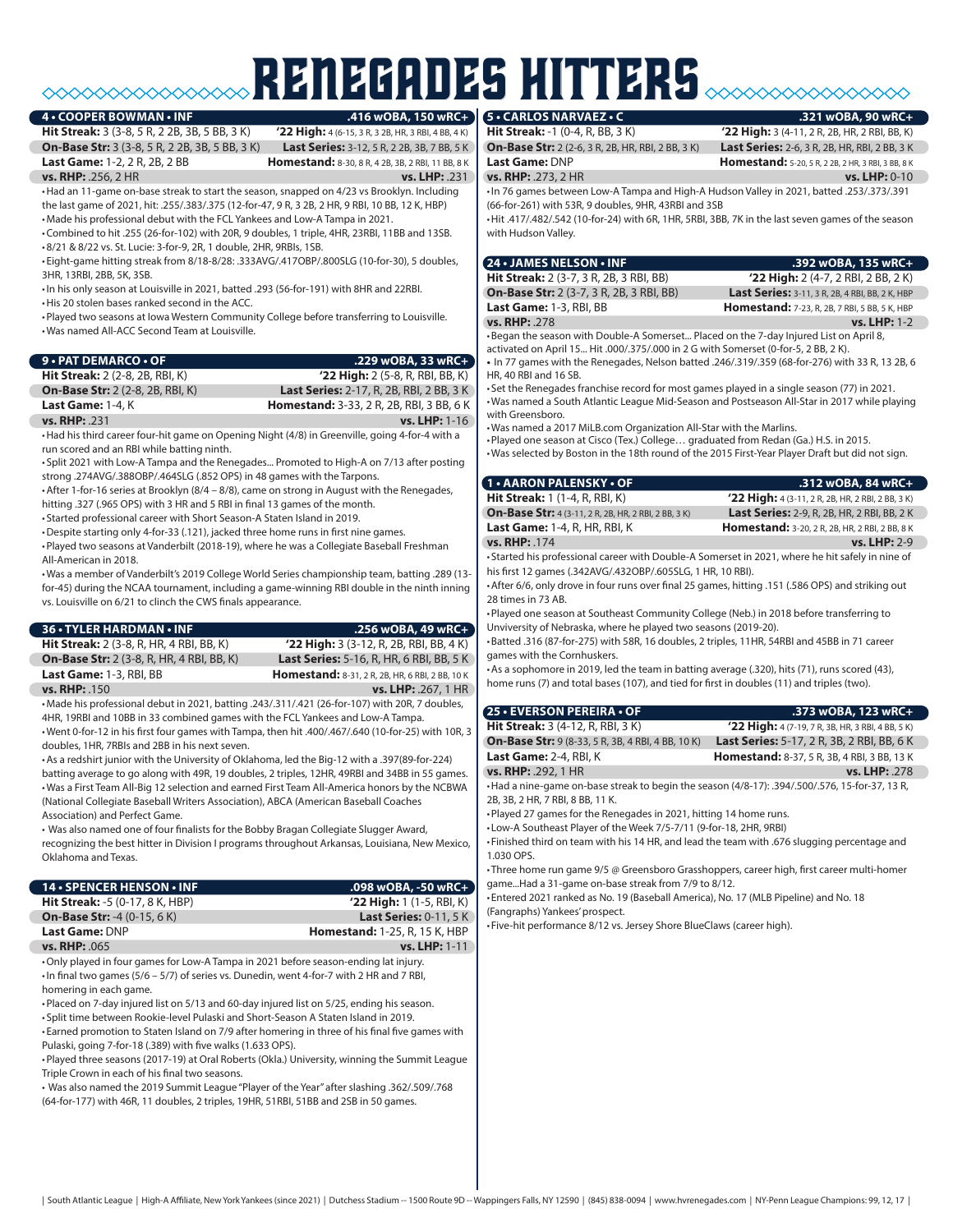# RENEGADES HITTERS

## 4 • COOPER BOWMAN • INF — .416 wOBA, 150 wRC+

| | |
|---|---|
| **Hit Streak:** 3 (3-8, 5 R, 2 2B, 3B, 5 BB, 3 K) | **'22 High:** 4 (6-15, 3 R, 3 2B, HR, 3 RBI, 4 BB, 4 K) |
| **On-Base Str:** 3 (3-8, 5 R, 2 2B, 3B, 5 BB, 3 K) | **Last Series:** 3-12, 5 R, 2 2B, 3B, 7 BB, 5 K |
| **Last Game:** 1-2, 2 R, 2B, 2 BB | **Homestand:** 8-30, 8 R, 4 2B, 3B, 2 RBI, 11 BB, 8 K |
| **vs. RHP:** .256, 2 HR | **vs. LHP:** .231 |

- Had an 11-game on-base streak to start the season, snapped on 4/23 vs Brooklyn. Including the last game of 2021, hit: .255/.383/.375 (12-for-47, 9 R, 3 2B, 2 HR, 9 RBI, 10 BB, 12 K, HBP)
- Made his professional debut with the FCL Yankees and Low-A Tampa in 2021.
- Combined to hit .255 (26-for-102) with 20R, 9 doubles, 1 triple, 4HR, 23RBI, 11BB and 13SB.
- 8/21 & 8/22 vs. St. Lucie: 3-for-9, 2R, 1 double, 2HR, 9RBIs, 1SB.
- Eight-game hitting streak from 8/18-8/28: .333AVG/.417OBP/.800SLG (10-for-30), 5 doubles, 3HR, 13RBI, 2BB, 5K, 3SB.
- In his only season at Louisville in 2021, batted .293 (56-for-191) with 8HR and 22RBI.
- His 20 stolen bases ranked second in the ACC.
- Played two seasons at Iowa Western Community College before transferring to Louisville.
- Was named All-ACC Second Team at Louisville.

## 9 • PAT DEMARCO • OF — .229 wOBA, 33 wRC+

| | |
|---|---|
| **Hit Streak:** 2 (2-8, 2B, RBI, K) | **'22 High:** 2 (5-8, R, RBI, BB, K) |
| **On-Base Str:** 2 (2-8, 2B, RBI, K) | **Last Series:** 2-17, R, 2B, RBI, 2 BB, 3 K |
| **Last Game:** 1-4, K | **Homestand:** 3-33, 2 R, 2B, RBI, 3 BB, 6 K |
| **vs. RHP:** .231 | **vs. LHP:** 1-16 |

- Had his third career four-hit game on Opening Night (4/8) in Greenville, going 4-for-4 with a run scored and an RBI while batting ninth.
- Split 2021 with Low-A Tampa and the Renegades... Promoted to High-A on 7/13 after posting strong .274AVG/.388OBP/.464SLG (.852 OPS) in 48 games with the Tarpons.
- After 1-for-16 series at Brooklyn (8/4 – 8/8), came on strong in August with the Renegades, hitting .327 (.965 OPS) with 3 HR and 5 RBI in final 13 games of the month.
- Started professional career with Short Season-A Staten Island in 2019.
- Despite starting only 4-for-33 (.121), jacked three home runs in first nine games.
- Played two seasons at Vanderbilt (2018-19), where he was a Collegiate Baseball Freshman All-American in 2018.
- Was a member of Vanderbilt's 2019 College World Series championship team, batting .289 (13-for-45) during the NCAA tournament, including a game-winning RBI double in the ninth inning vs. Louisville on 6/21 to clinch the CWS finals appearance.

## 36 • TYLER HARDMAN • INF — .256 wOBA, 49 wRC+

| | |
|---|---|
| **Hit Streak:** 2 (3-8, R, HR, 4 RBI, BB, K) | **'22 High:** 3 (3-12, R, 2B, RBI, BB, 4 K) |
| **On-Base Str:** 2 (3-8, R, HR, 4 RBI, BB, K) | **Last Series:** 5-16, R, HR, 6 RBI, BB, 5 K |
| **Last Game:** 1-3, RBI, BB | **Homestand:** 8-31, 2 R, 2B, HR, 6 RBI, 2 BB, 10 K |
| **vs. RHP:** .150 | **vs. LHP:** .267, 1 HR |

- Made his professional debut in 2021, batting .243/.311/.421 (26-for-107) with 20R, 7 doubles, 4HR, 19RBI and 10BB in 33 combined games with the FCL Yankees and Low-A Tampa.
- Went 0-for-12 in his first four games with Tampa, then hit .400/.467/.640 (10-for-25) with 10R, 3 doubles, 1HR, 7RBIs and 2BB in his next seven.
- As a redshirt junior with the University of Oklahoma, led the Big-12 with a .397(89-for-224) batting average to go along with 49R, 19 doubles, 2 triples, 12HR, 49RBI and 34BB in 55 games.
- Was a First Team All-Big 12 selection and earned First Team All-America honors by the NCBWA (National Collegiate Baseball Writers Association), ABCA (American Baseball Coaches Association) and Perfect Game.
- Was also named one of four finalists for the Bobby Bragan Collegiate Slugger Award, recognizing the best hitter in Division I programs throughout Arkansas, Louisiana, New Mexico, Oklahoma and Texas.

## 14 • SPENCER HENSON • INF — .098 wOBA, -50 wRC+

| | |
|---|---|
| **Hit Streak:** -5 (0-17, 8 K, HBP) | **'22 High:** 1 (1-5, RBI, K) |
| **On-Base Str:** -4 (0-15, 6 K) | **Last Series:** 0-11, 5 K |
| **Last Game:** DNP | **Homestand:** 1-25, R, 15 K, HBP |
| **vs. RHP:** .065 | **vs. LHP:** 1-11 |

- Only played in four games for Low-A Tampa in 2021 before season-ending lat injury.
- In final two games (5/6 – 5/7) of series vs. Dunedin, went 4-for-7 with 2 HR and 7 RBI, homering in each game.
- Placed on 7-day injured list on 5/13 and 60-day injured list on 5/25, ending his season.
- Split time between Rookie-level Pulaski and Short-Season A Staten Island in 2019.
- Earned promotion to Staten Island on 7/9 after homering in three of his final five games with Pulaski, going 7-for-18 (.389) with five walks (1.633 OPS).
- Played three seasons (2017-19) at Oral Roberts (Okla.) University, winning the Summit League Triple Crown in each of his final two seasons.
- Was also named the 2019 Summit League "Player of the Year" after slashing .362/.509/.768 (64-for-177) with 46R, 11 doubles, 2 triples, 19HR, 51RBI, 51BB and 2SB in 50 games.

## 5 • CARLOS NARVAEZ • C — .321 wOBA, 90 wRC+

| | |
|---|---|
| **Hit Streak:** -1 (0-4, R, BB, 3 K) | **'22 High:** 3 (4-11, 2 R, 2B, HR, 2 RBI, BB, K) |
| **On-Base Str:** 2 (2-6, 3 R, 2B, HR, RBI, 2 BB, 3 K) | **Last Series:** 2-6, 3 R, 2B, HR, RBI, 2 BB, 3 K |
| **Last Game:** DNP | **Homestand:** 5-20, 5 R, 2 2B, 2 HR, 3 RBI, 3 BB, 8 K |
| **vs. RHP:** .273, 2 HR | **vs. LHP:** 0-10 |

- In 76 games between Low-A Tampa and High-A Hudson Valley in 2021, batted .253/.373/.391 (66-for-261) with 53R, 9 doubles, 9HR, 43RBI and 3SB
- Hit .417/.482/.542 (10-for-24) with 6R, 1HR, 5RBI, 3BB, 7K in the last seven games of the season with Hudson Valley.

## 24 • JAMES NELSON • INF — .392 wOBA, 135 wRC+

| | |
|---|---|
| **Hit Streak:** 2 (3-7, 3 R, 2B, 3 RBI, BB) | **'22 High:** 2 (4-7, 2 RBI, 2 BB, 2 K) |
| **On-Base Str:** 2 (3-7, 3 R, 2B, 3 RBI, BB) | **Last Series:** 3-11, 3 R, 2B, 4 RBI, BB, 2 K, HBP |
| **Last Game:** 1-3, RBI, BB | **Homestand:** 7-23, R, 2B, 7 RBI, 5 BB, 5 K, HBP |
| **vs. RHP:** .278 | **vs. LHP:** 1-2 |

- Began the season with Double-A Somerset... Placed on the 7-day Injured List on April 8, activated on April 15... Hit .000/.375/.000 in 2 G with Somerset (0-for-5, 2 BB, 2 K).
- In 77 games with the Renegades, Nelson batted .246/.319/.359 (68-for-276) with 33 R, 13 2B, 6 HR, 40 RBI and 16 SB.
- Set the Renegades franchise record for most games played in a single season (77) in 2021.
- Was named a South Atlantic League Mid-Season and Postseason All-Star in 2017 while playing with Greensboro.
- Was named a 2017 MiLB.com Organization All-Star with the Marlins.
- Played one season at Cisco (Tex.) College… graduated from Redan (Ga.) H.S. in 2015.
- Was selected by Boston in the 18th round of the 2015 First-Year Player Draft but did not sign.

## 1 • AARON PALENSKY • OF — .312 wOBA, 84 wRC+

| | |
|---|---|
| **Hit Streak:** 1 (1-4, R, RBI, K) | **'22 High:** 4 (3-11, 2 R, 2B, HR, 2 RBI, 2 BB, 3 K) |
| **On-Base Str:** 4 (3-11, 2 R, 2B, HR, 2 RBI, 2 BB, 3 K) | **Last Series:** 2-9, R, 2B, HR, 2 RBI, BB, 2 K |
| **Last Game:** 1-4, R, HR, RBI, K | **Homestand:** 3-20, 2 R, 2B, HR, 2 RBI, 2 BB, 8 K |
| **vs. RHP:** .174 | **vs. LHP:** 2-9 |

- Started his professional career with Double-A Somerset in 2021, where he hit safely in nine of his first 12 games (.342AVG/.432OBP/.605SLG, 1 HR, 10 RBI).
- After 6/6, only drove in four runs over final 25 games, hitting .151 (.586 OPS) and striking out 28 times in 73 AB.
- Played one season at Southeast Community College (Neb.) in 2018 before transferring to Univeristy of Nebraska, where he played two seasons (2019-20).
- Batted .316 (87-for-275) with 58R, 16 doubles, 2 triples, 11HR, 54RBI and 45BB in 71 career games with the Cornhuskers.
- As a sophomore in 2019, led the team in batting average (.320), hits (71), runs scored (43), home runs (7) and total bases (107), and tied for first in doubles (11) and triples (two).

## 25 • EVERSON PEREIRA • OF — .373 wOBA, 123 wRC+

| | |
|---|---|
| **Hit Streak:** 3 (4-12, R, RBI, 3 K) | **'22 High:** 4 (7-19, 7 R, 3B, HR, 3 RBI, 4 BB, 5 K) |
| **On-Base Str:** 9 (8-33, 5 R, 3B, 4 RBI, 4 BB, 10 K) | **Last Series:** 0-17, 2 R, 3B, 2 RBI, BB, 6 K |
| **Last Game:** 2-4, RBI, K | **Homestand:** 8-37, 5 R, 3B, 4 RBI, 3 BB, 13 K |
| **vs. RHP:** .292, 1 HR | **vs. LHP:** .278 |

- Had a nine-game on-base streak to begin the season (4/8-17): .394/.500/.576, 15-for-37, 13 R, 2B, 3B, 2 HR, 7 RBI, 8 BB, 11 K.
- Played 27 games for the Renegades in 2021, hitting 14 home runs.
- Low-A Southeast Player of the Week 7/5-7/11 (9-for-18, 2HR, 9RBI)
- Finished third on team with his 14 HR, and lead the team with .676 slugging percentage and 1.030 OPS.
- Three home run game 9/5 @ Greensboro Grasshoppers, career high, first career multi-homer game...Had a 31-game on-base streak from 7/9 to 8/12.
- Entered 2021 ranked as No. 19 (Baseball America), No. 17 (MLB Pipeline) and No. 18 (Fangraphs) Yankees' prospect.
- Five-hit performance 8/12 vs. Jersey Shore BlueClaws (career high).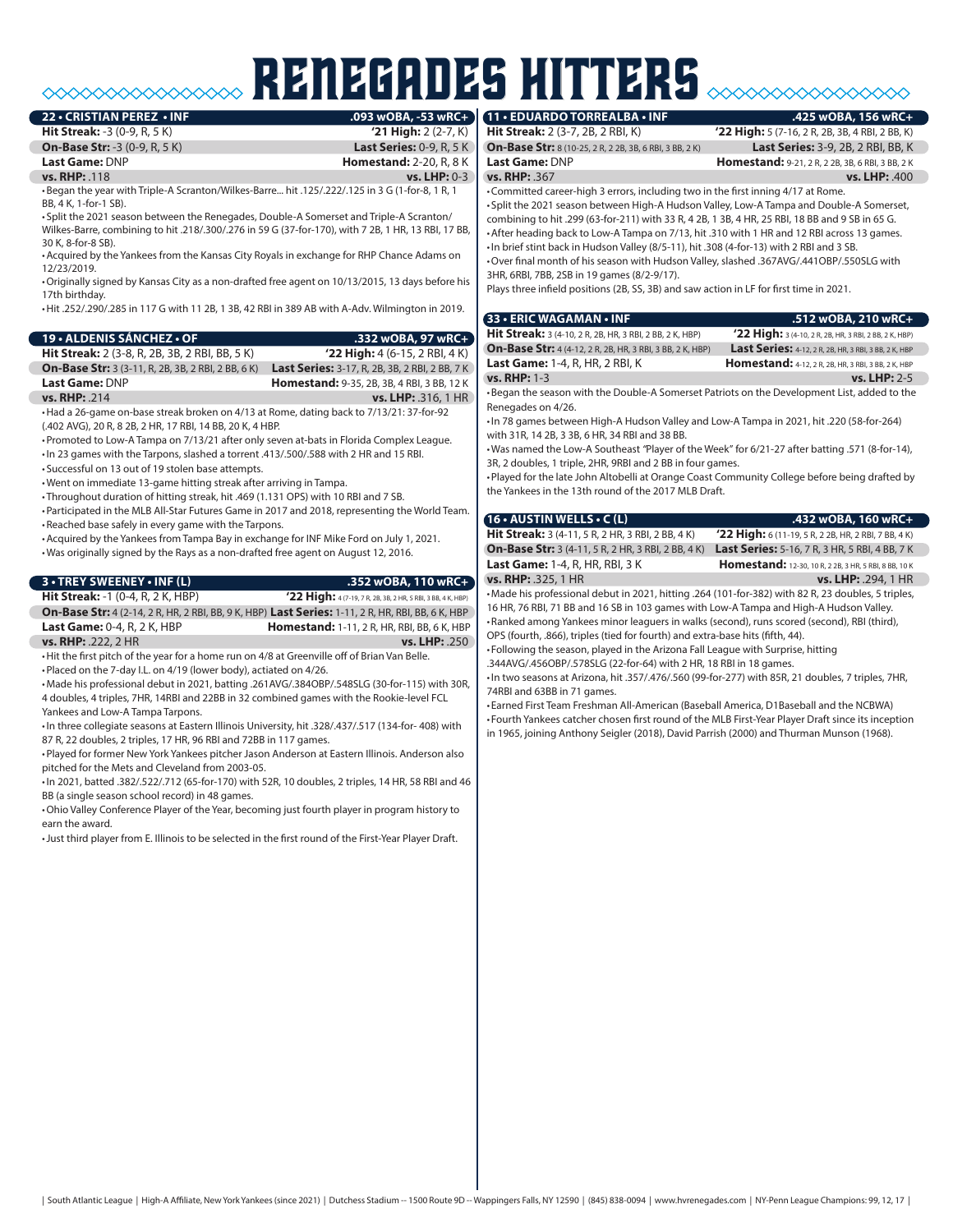# RENEGADES HITTERS

## 22 • CRISTIAN PEREZ • INF — .093 wOBA, -53 wRC+

**Hit Streak:** -3 (0-9, R, 5 K) | **'21 High:** 2 (2-7, K)
**On-Base Str:** -3 (0-9, R, 5 K) | **Last Series:** 0-9, R, 5 K
**Last Game:** DNP | **Homestand:** 2-20, R, 8 K
**vs. RHP:** .118 | **vs. LHP:** 0-3

- Began the year with Triple-A Scranton/Wilkes-Barre... hit .125/.222/.125 in 3 G (1-for-8, 1 R, 1 BB, 4 K, 1-for-1 SB).
- Split the 2021 season between the Renegades, Double-A Somerset and Triple-A Scranton/Wilkes-Barre, combining to hit .218/.300/.276 in 59 G (37-for-170), with 7 2B, 1 HR, 13 RBI, 17 BB, 30 K, 8-for-8 SB).
- Acquired by the Yankees from the Kansas City Royals in exchange for RHP Chance Adams on 12/23/2019.
- Originally signed by Kansas City as a non-drafted free agent on 10/13/2015, 13 days before his 17th birthday.
- Hit .252/.290/.285 in 117 G with 11 2B, 1 3B, 42 RBI in 389 AB with A-Adv. Wilmington in 2019.

## 19 • ALDENIS SÁNCHEZ • OF — .332 wOBA, 97 wRC+

**Hit Streak:** 2 (3-8, R, 2B, 3B, 2 RBI, BB, 5 K) | **'22 High:** 4 (6-15, 2 RBI, 4 K)
**On-Base Str:** 3 (3-11, R, 2B, 3B, 2 RBI, 2 BB, 6 K) | **Last Series:** 3-17, R, 2B, 3B, 2 RBI, 2 BB, 7 K
**Last Game:** DNP | **Homestand:** 9-35, 2B, 3B, 4 RBI, 3 BB, 12 K
**vs. RHP:** .214 | **vs. LHP:** .316, 1 HR

- Had a 26-game on-base streak broken on 4/13 at Rome, dating back to 7/13/21: 37-for-92 (.402 AVG), 20 R, 8 2B, 2 HR, 17 RBI, 14 BB, 20 K, 4 HBP.
- Promoted to Low-A Tampa on 7/13/21 after only seven at-bats in Florida Complex League.
- In 23 games with the Tarpons, slashed a torrent .413/.500/.588 with 2 HR and 15 RBI.
- Successful on 13 out of 19 stolen base attempts.
- Went on immediate 13-game hitting streak after arriving in Tampa.
- Throughout duration of hitting streak, hit .469 (1.131 OPS) with 10 RBI and 7 SB.
- Participated in the MLB All-Star Futures Game in 2017 and 2018, representing the World Team.
- Reached base safely in every game with the Tarpons.
- Acquired by the Yankees from Tampa Bay in exchange for INF Mike Ford on July 1, 2021.
- Was originally signed by the Rays as a non-drafted free agent on August 12, 2016.

## 3 • TREY SWEENEY • INF (L) — .352 wOBA, 110 wRC+

**Hit Streak:** -1 (0-4, R, 2 K, HBP) | **'22 High:** 4 (7-19, 7 R, 2B, 3B, 2 HR, 5 RBI, 3 BB, 4 K, HBP)
**On-Base Str:** 4 (2-14, 2 R, HR, 2 RBI, BB, 9 K, HBP) | **Last Series:** 1-11, 2 R, HR, RBI, BB, 6 K, HBP
**Last Game:** 0-4, R, 2 K, HBP | **Homestand:** 1-11, 2 R, HR, RBI, BB, 6 K, HBP
**vs. RHP:** .222, 2 HR | **vs. LHP:** .250

- Hit the first pitch of the year for a home run on 4/8 at Greenville off of Brian Van Belle.
- Placed on the 7-day I.L. on 4/19 (lower body), actiated on 4/26.
- Made his professional debut in 2021, batting .261AVG/.384OBP/.548SLG (30-for-115) with 30R, 4 doubles, 4 triples, 7HR, 14RBI and 22BB in 32 combined games with the Rookie-level FCL Yankees and Low-A Tampa Tarpons.
- In three collegiate seasons at Eastern Illinois University, hit .328/.437/.517 (134-for- 408) with 87 R, 22 doubles, 2 triples, 17 HR, 96 RBI and 72BB in 117 games.
- Played for former New York Yankees pitcher Jason Anderson at Eastern Illinois. Anderson also pitched for the Mets and Cleveland from 2003-05.
- In 2021, batted .382/.522/.712 (65-for-170) with 52R, 10 doubles, 2 triples, 14 HR, 58 RBI and 46 BB (a single season school record) in 48 games.
- Ohio Valley Conference Player of the Year, becoming just fourth player in program history to earn the award.
- Just third player from E. Illinois to be selected in the first round of the First-Year Player Draft.

## 11 • EDUARDO TORREALBA • INF — .425 wOBA, 156 wRC+

**Hit Streak:** 2 (3-7, 2B, 2 RBI, K) | **'22 High:** 5 (7-16, 2 R, 2B, 3B, 4 RBI, 2 BB, K)
**On-Base Str:** 8 (10-25, 2 R, 2 2B, 3B, 6 RBI, 3 BB, 2 K) | **Last Series:** 3-9, 2B, 2 RBI, BB, K
**Last Game:** DNP | **Homestand:** 9-21, 2 R, 2 2B, 3B, 6 RBI, 3 BB, 2 K
**vs. RHP:** .367 | **vs. LHP:** .400

- Committed career-high 3 errors, including two in the first inning 4/17 at Rome.
- Split the 2021 season between High-A Hudson Valley, Low-A Tampa and Double-A Somerset, combining to hit .299 (63-for-211) with 33 R, 4 2B, 1 3B, 4 HR, 25 RBI, 18 BB and 9 SB in 65 G.
- After heading back to Low-A Tampa on 7/13, hit .310 with 1 HR and 12 RBI across 13 games.
- In brief stint back in Hudson Valley (8/5-11), hit .308 (4-for-13) with 2 RBI and 3 SB.
- Over final month of his season with Hudson Valley, slashed .367AVG/.441OBP/.550SLG with 3HR, 6RBI, 7BB, 2SB in 19 games (8/2-9/17).

Plays three infield positions (2B, SS, 3B) and saw action in LF for first time in 2021.

## 33 • ERIC WAGAMAN • INF — .512 wOBA, 210 wRC+

**Hit Streak:** 3 (4-10, 2 R, 2B, HR, 3 RBI, 2 BB, 2 K, HBP) | **'22 High:** 3 (4-10, 2 R, 2B, HR, 3 RBI, 2 BB, 2 K, HBP)
**On-Base Str:** 4 (4-12, 2 R, 2B, HR, 3 RBI, 3 BB, 2 K, HBP) | **Last Series:** 4-12, 2 R, 2B, HR, 3 RBI, 3 BB, 2 K, HBP
**Last Game:** 1-4, R, HR, 2 RBI, K | **Homestand:** 4-12, 2 R, 2B, HR, 3 RBI, 3 BB, 2 K, HBP
**vs. RHP:** 1-3 | **vs. LHP:** 2-5

- Began the season with the Double-A Somerset Patriots on the Development List, added to the Renegades on 4/26.
- In 78 games between High-A Hudson Valley and Low-A Tampa in 2021, hit .220 (58-for-264) with 31R, 14 2B, 3 3B, 6 HR, 34 RBI and 38 BB.
- Was named the Low-A Southeast "Player of the Week" for 6/21-27 after batting .571 (8-for-14), 3R, 2 doubles, 1 triple, 2HR, 9RBI and 2 BB in four games.
- Played for the late John Altobelli at Orange Coast Community College before being drafted by the Yankees in the 13th round of the 2017 MLB Draft.

## 16 • AUSTIN WELLS • C (L) — .432 wOBA, 160 wRC+

**Hit Streak:** 3 (4-11, 5 R, 2 HR, 3 RBI, 2 BB, 4 K) | **'22 High:** 6 (11-19, 5 R, 2 2B, HR, 2 RBI, 7 BB, 4 K)
**On-Base Str:** 3 (4-11, 5 R, 2 HR, 3 RBI, 2 BB, 4 K) | **Last Series:** 5-16, 7 R, 3 HR, 5 RBI, 4 BB, 7 K
**Last Game:** 1-4, R, HR, RBI, 3 K | **Homestand:** 12-30, 10 R, 2 2B, 3 HR, 5 RBI, 8 BB, 10 K
**vs. RHP:** .325, 1 HR | **vs. LHP:** .294, 1 HR

- Made his professional debut in 2021, hitting .264 (101-for-382) with 82 R, 23 doubles, 5 triples, 16 HR, 76 RBI, 71 BB and 16 SB in 103 games with Low-A Tampa and High-A Hudson Valley.
- Ranked among Yankees minor leaguers in walks (second), runs scored (second), RBI (third), OPS (fourth, .866), triples (tied for fourth) and extra-base hits (fifth, 44).
- Following the season, played in the Arizona Fall League with Surprise, hitting .344AVG/.456OBP/.578SLG (22-for-64) with 2 HR, 18 RBI in 18 games.
- In two seasons at Arizona, hit .357/.476/.560 (99-for-277) with 85R, 21 doubles, 7 triples, 7HR, 74RBI and 63BB in 71 games.
- Earned First Team Freshman All-American (Baseball America, D1Baseball and the NCBWA)
- Fourth Yankees catcher chosen first round of the MLB First-Year Player Draft since its inception in 1965, joining Anthony Seigler (2018), David Parrish (2000) and Thurman Munson (1968).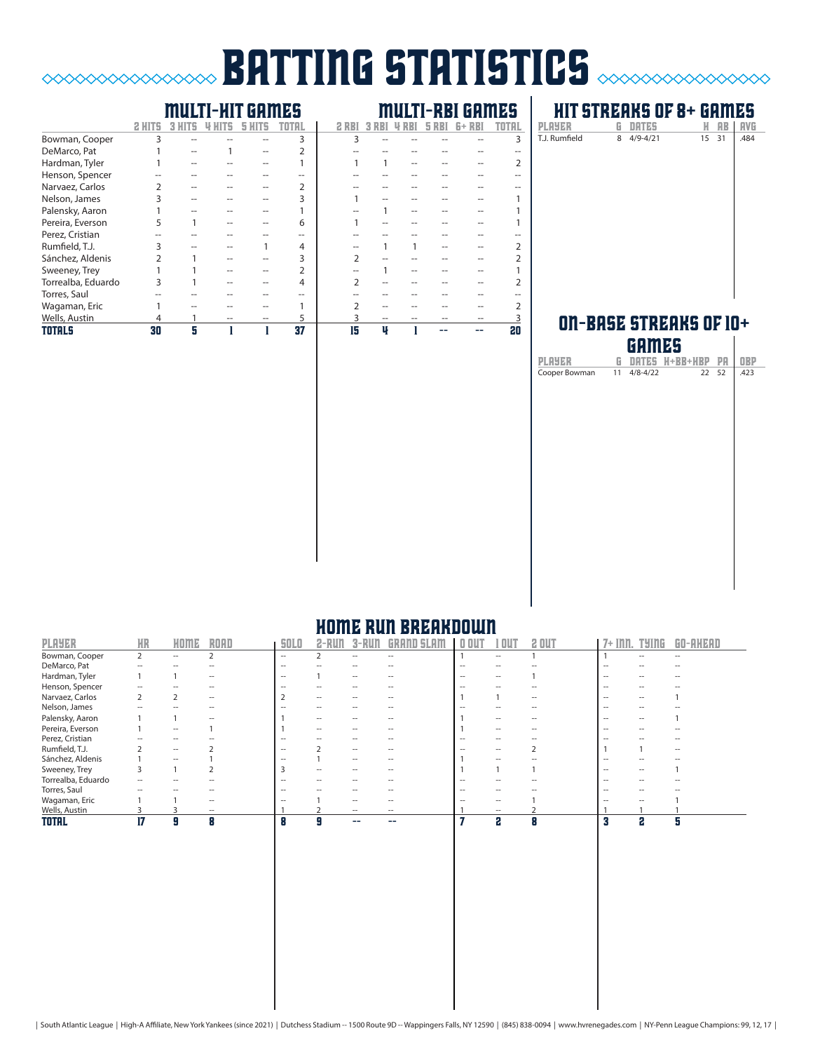# BATTING STATISTICS

## MULTI-HIT GAMES / MULTI-RBI GAMES

| | MULTI-HIT GAMES | | | | | MULTI-RBI GAMES | | | | | |
|---|---|---|---|---|---|---|---|---|---|---|---|
| | 2 HITS | 3 HITS | 4 HITS | 5 HITS | TOTAL | 2 RBI | 3 RBI | 4 RBI | 5 RBI | 6+ RBI | TOTAL |
| Bowman, Cooper | 3 | -- | -- | -- | 3 | 3 | -- | -- | -- | -- | 3 |
| DeMarco, Pat | 1 | -- | 1 | -- | 2 | -- | -- | -- | -- | -- | -- |
| Hardman, Tyler | 1 | -- | -- | -- | 1 | 1 | 1 | -- | -- | -- | 2 |
| Henson, Spencer | -- | -- | -- | -- | -- | -- | -- | -- | -- | -- | -- |
| Narvaez, Carlos | 2 | -- | -- | -- | 2 | -- | -- | -- | -- | -- | -- |
| Nelson, James | 3 | -- | -- | -- | 3 | 1 | -- | -- | -- | -- | 1 |
| Palensky, Aaron | 1 | -- | -- | -- | 1 | -- | 1 | -- | -- | -- | 1 |
| Pereira, Everson | 5 | 1 | -- | -- | 6 | 1 | -- | -- | -- | -- | 1 |
| Perez, Cristian | -- | -- | -- | -- | -- | -- | -- | -- | -- | -- | -- |
| Rumfield, T.J. | 3 | -- | -- | 1 | 4 | -- | 1 | 1 | -- | -- | 2 |
| Sánchez, Aldenis | 2 | 1 | -- | -- | 3 | 2 | -- | -- | -- | -- | 2 |
| Sweeney, Trey | 1 | 1 | -- | -- | 2 | -- | 1 | -- | -- | -- | 1 |
| Torrealba, Eduardo | 3 | 1 | -- | -- | 4 | 2 | -- | -- | -- | -- | 2 |
| Torres, Saul | -- | -- | -- | -- | -- | -- | -- | -- | -- | -- | -- |
| Wagaman, Eric | 1 | -- | -- | -- | 1 | 2 | -- | -- | -- | -- | 2 |
| Wells, Austin | 4 | 1 | -- | -- | 5 | 3 | -- | -- | -- | -- | 3 |
| **TOTALS** | **30** | **5** | **1** | **1** | **37** | **15** | **4** | **1** | **--** | **--** | **20** |

## HIT STREAKS OF 8+ GAMES

| PLAYER | G | DATES | H | AB | AVG |
|---|---|---|---|---|---|
| T.J. Rumfield | 8 | 4/9-4/21 | 15 | 31 | .484 |

## ON-BASE STREAKS OF 10+ GAMES

| PLAYER | G | DATES | H+BB+HBP | PA | OBP |
|---|---|---|---|---|---|
| Cooper Bowman | 11 | 4/8-4/22 | 22 | 52 | .423 |

## HOME RUN BREAKDOWN

| PLAYER | HR | HOME | ROAD | SOLO | 2-RUN | 3-RUN | GRAND SLAM | 0 OUT | 1 OUT | 2 OUT | 7+ INN. | TYING | GO-AHEAD |
|---|---|---|---|---|---|---|---|---|---|---|---|---|---|
| Bowman, Cooper | 2 | -- | 2 | -- | 2 | -- | -- | 1 | -- | 1 | 1 | -- | -- |
| DeMarco, Pat | -- | -- | -- | -- | -- | -- | -- | -- | -- | -- | -- | -- | -- |
| Hardman, Tyler | 1 | 1 | -- | -- | 1 | -- | -- | -- | -- | 1 | -- | -- | -- |
| Henson, Spencer | -- | -- | -- | -- | -- | -- | -- | -- | -- | -- | -- | -- | -- |
| Narvaez, Carlos | 2 | 2 | -- | 2 | -- | -- | -- | 1 | 1 | -- | -- | -- | 1 |
| Nelson, James | -- | -- | -- | -- | -- | -- | -- | -- | -- | -- | -- | -- | -- |
| Palensky, Aaron | 1 | 1 | -- | 1 | -- | -- | -- | 1 | -- | -- | -- | -- | 1 |
| Pereira, Everson | 1 | -- | 1 | 1 | -- | -- | -- | 1 | -- | -- | -- | -- | -- |
| Perez, Cristian | -- | -- | -- | -- | -- | -- | -- | -- | -- | -- | -- | -- | -- |
| Rumfield, T.J. | 2 | -- | 2 | -- | 2 | -- | -- | -- | -- | 2 | 1 | 1 | -- |
| Sánchez, Aldenis | 1 | -- | 1 | -- | 1 | -- | -- | 1 | -- | -- | -- | -- | -- |
| Sweeney, Trey | 3 | 1 | 2 | 3 | -- | -- | -- | 1 | 1 | 1 | -- | -- | 1 |
| Torrealba, Eduardo | -- | -- | -- | -- | -- | -- | -- | -- | -- | -- | -- | -- | -- |
| Torres, Saul | -- | -- | -- | -- | -- | -- | -- | -- | -- | -- | -- | -- | -- |
| Wagaman, Eric | 1 | 1 | -- | -- | 1 | -- | -- | -- | -- | 1 | -- | -- | 1 |
| Wells, Austin | 3 | 3 | -- | 1 | 2 | -- | -- | 1 | -- | 2 | 1 | 1 | 1 |
| **TOTAL** | **17** | **9** | **8** | **8** | **9** | **--** | **--** | **7** | **2** | **8** | **3** | **2** | **5** |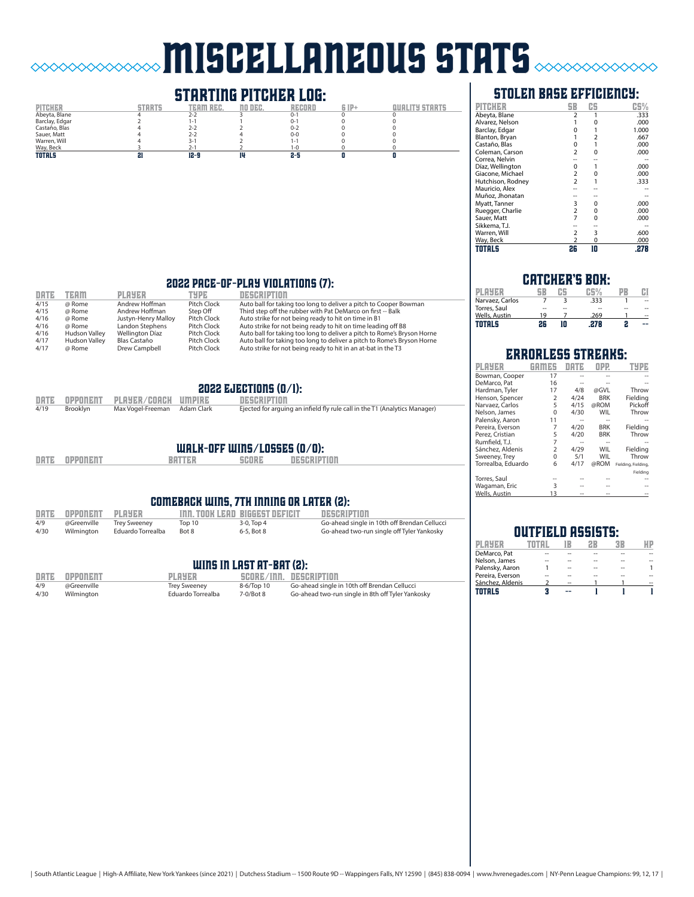# MISCELLANEOUS STATS

## STARTING PITCHER LOG:

| PITCHER | STARTS | TEAM REC. | NO DEC. | RECORD | 6 IP+ | QUALITY STARTS |
|---|---|---|---|---|---|---|
| Abeyta, Blane | 4 | 2-2 | 3 | 0-1 | 0 | 0 |
| Barclay, Edgar | 2 | 1-1 | 1 | 0-1 | 0 | 0 |
| Castaño, Blas | 4 | 2-2 | 2 | 0-2 | 0 | 0 |
| Sauer, Matt | 4 | 2-2 | 4 | 0-0 | 0 | 0 |
| Warren, Will | 4 | 3-1 | 2 | 1-1 | 0 | 0 |
| Way, Beck | 3 | 2-1 | 2 | 1-0 | 0 | 0 |
| **TOTALS** | **21** | **12-9** | **14** | **2-5** | **0** | **0** |

## 2022 PACE-OF-PLAY VIOLATIONS (7):

| DATE | TEAM | PLAYER | TYPE | DESCRIPTION |
|---|---|---|---|---|
| 4/15 | @ Rome | Andrew Hoffman | Pitch Clock | Auto ball for taking too long to deliver a pitch to Cooper Bowman |
| 4/15 | @ Rome | Andrew Hoffman | Step Off | Third step off the rubber with Pat DeMarco on first -- Balk |
| 4/16 | @ Rome | Justyn-Henry Malloy | Pitch Clock | Auto strike for not being ready to hit on time in B1 |
| 4/16 | @ Rome | Landon Stephens | Pitch Clock | Auto strike for not being ready to hit on time leading off B8 |
| 4/16 | Hudson Valley | Wellington Díaz | Pitch Clock | Auto ball for taking too long to deliver a pitch to Rome's Bryson Horne |
| 4/17 | Hudson Valley | Blas Castaño | Pitch Clock | Auto ball for taking too long to deliver a pitch to Rome's Bryson Horne |
| 4/17 | @ Rome | Drew Campbell | Pitch Clock | Auto strike for not being ready to hit in an at-bat in the T3 |

## 2022 EJECTIONS (0/1):

| DATE | OPPONENT | PLAYER/COACH | UMPIRE | DESCRIPTION |
|---|---|---|---|---|
| 4/19 | Brooklyn | Max Vogel-Freeman | Adam Clark | Ejected for arguing an infield fly rule call in the T1 (Analytics Manager) |

## WALK-OFF WINS/LOSSES (0/0):

| DATE | OPPONENT | BATTER | SCORE | DESCRIPTION |
|---|---|---|---|---|

## COMEBACK WINS, 7TH INNING OR LATER (2):

| DATE | OPPONENT | PLAYER | INN. TOOK LEAD | BIGGEST DEFICIT | DESCRIPTION |
|---|---|---|---|---|---|
| 4/9 | @Greenville | Trey Sweeney | Top 10 | 3-0, Top 4 | Go-ahead single in 10th off Brendan Cellucci |
| 4/30 | Wilmington | Eduardo Torrealba | Bot 8 | 6-5, Bot 8 | Go-ahead two-run single off Tyler Yankosky |

## WINS IN LAST AT-BAT (2):

| DATE | OPPONENT | PLAYER | SCORE/INN. | DESCRIPTION |
|---|---|---|---|---|
| 4/9 | @Greenville | Trey Sweeney | 8-6/Top 10 | Go-ahead single in 10th off Brendan Cellucci |
| 4/30 | Wilmington | Eduardo Torrealba | 7-0/Bot 8 | Go-ahead two-run single in 8th off Tyler Yankosky |

## STOLEN BASE EFFICIENCY:

| PITCHER | SB | CS | CS% |
|---|---|---|---|
| Abeyta, Blane | 2 | 1 | .333 |
| Alvarez, Nelson | 1 | 0 | .000 |
| Barclay, Edgar | 0 | 1 | 1.000 |
| Blanton, Bryan | 1 | 2 | .667 |
| Castaño, Blas | 0 | 1 | .000 |
| Coleman, Carson | 2 | 0 | .000 |
| Correa, Nelvin | -- | -- | |
| Díaz, Wellington | 0 | 1 | .000 |
| Giacone, Michael | 2 | 0 | .000 |
| Hutchison, Rodney | 2 | 1 | .333 |
| Mauricio, Alex | -- | -- | -- |
| Muñoz, Jhonatan | -- | -- | -- |
| Myatt, Tanner | 3 | 0 | .000 |
| Ruegger, Charlie | 2 | 0 | .000 |
| Sauer, Matt | 7 | 0 | .000 |
| Sikkema, T.J. | -- | -- | -- |
| Warren, Will | 2 | 3 | .600 |
| Way, Beck | 2 | 0 | .000 |
| **TOTALS** | **26** | **10** | **.278** |

## CATCHER'S BOX:

| PLAYER | SB | CS | CS% | PB | CI |
|---|---|---|---|---|---|
| Narvaez, Carlos | 7 | 3 | .333 | 1 | -- |
| Torres, Saul | -- | -- | -- | -- | -- |
| Wells, Austin | 19 | 7 | .269 | 1 | -- |
| **TOTALS** | **26** | **10** | **.278** | **2** | **--** |

## ERRORLESS STREAKS:

| PLAYER | GAMES | DATE | OPP. | TYPE |
|---|---|---|---|---|
| Bowman, Cooper | 17 | -- | -- | -- |
| DeMarco, Pat | 16 | -- | -- | -- |
| Hardman, Tyler | 17 | 4/8 | @GVL | Throw |
| Henson, Spencer | 2 | 4/24 | BRK | Fielding |
| Narvaez, Carlos | 5 | 4/15 | @ROM | Pickoff |
| Nelson, James | 0 | 4/30 | WIL | Throw |
| Palensky, Aaron | 11 | -- | -- | -- |
| Pereira, Everson | 7 | 4/20 | BRK | Fielding |
| Perez, Cristian | 5 | 4/20 | BRK | Throw |
| Rumfield, T.J. | 7 | -- | -- | -- |
| Sánchez, Aldenis | 2 | 4/29 | WIL | Fielding |
| Sweeney, Trey | 0 | 5/1 | WIL | Throw |
| Torrealba, Eduardo | 6 | 4/17 | @ROM | Fielding, Fielding, Fielding |
| Torres, Saul | -- | -- | -- | -- |
| Wagaman, Eric | 3 | -- | -- | -- |
| Wells, Austin | 13 | -- | -- | -- |

## OUTFIELD ASSISTS:

| PLAYER | TOTAL | 1B | 2B | 3B | HP |
|---|---|---|---|---|---|
| DeMarco, Pat | -- | -- | -- | -- | -- |
| Nelson, James | -- | -- | -- | -- | -- |
| Palensky, Aaron | 1 | -- | -- | -- | 1 |
| Pereira, Everson | -- | -- | -- | -- | -- |
| Sánchez, Aldenis | 2 | -- | 1 | 1 | -- |
| **TOTALS** | **3** | **--** | **1** | **1** | **1** |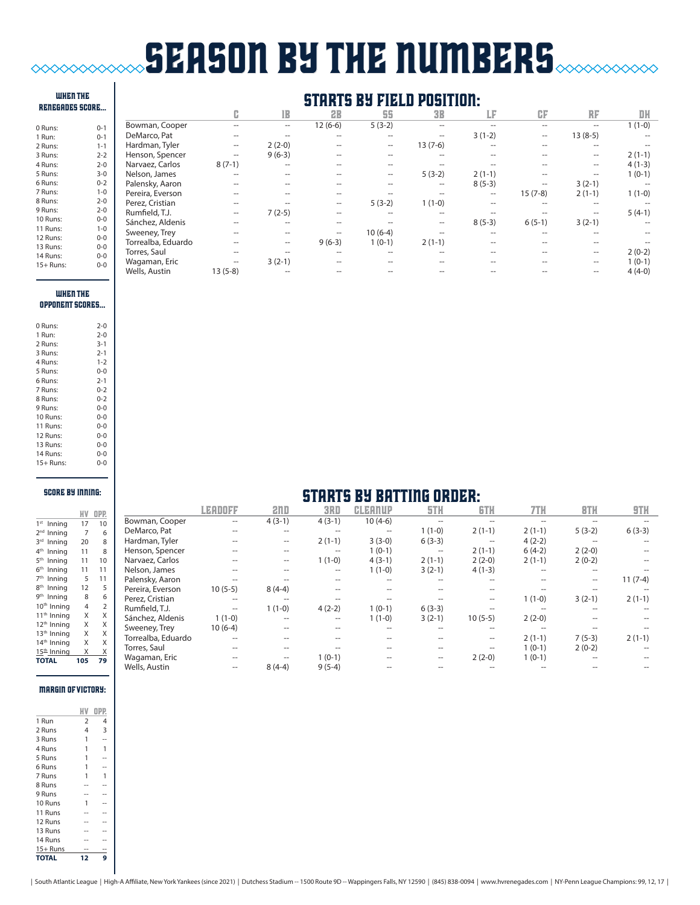# SEASON BY THE NUMBERS

### WHEN THE RENEGADES SCORE...

| | |
|---|---|
| 0 Runs: | 0-1 |
| 1 Run: | 0-1 |
| 2 Runs: | 1-1 |
| 3 Runs: | 2-2 |
| 4 Runs: | 2-0 |
| 5 Runs: | 3-0 |
| 6 Runs: | 0-2 |
| 7 Runs: | 1-0 |
| 8 Runs: | 2-0 |
| 9 Runs: | 2-0 |
| 10 Runs: | 0-0 |
| 11 Runs: | 1-0 |
| 12 Runs: | 0-0 |
| 13 Runs: | 0-0 |
| 14 Runs: | 0-0 |
| 15+ Runs: | 0-0 |

### WHEN THE OPPONENT SCORES...

| | |
|---|---|
| 0 Runs: | 2-0 |
| 1 Run: | 2-0 |
| 2 Runs: | 3-1 |
| 3 Runs: | 2-1 |
| 4 Runs: | 1-2 |
| 5 Runs: | 0-0 |
| 6 Runs: | 2-1 |
| 7 Runs: | 0-2 |
| 8 Runs: | 0-2 |
| 9 Runs: | 0-0 |
| 10 Runs: | 0-0 |
| 11 Runs: | 0-0 |
| 12 Runs: | 0-0 |
| 13 Runs: | 0-0 |
| 14 Runs: | 0-0 |
| 15+ Runs: | 0-0 |

### SCORE BY INNING:

| | HV | OPP. |
|---|---|---|
| 1st Inning | 17 | 10 |
| 2nd Inning | 7 | 6 |
| 3rd Inning | 20 | 8 |
| 4th Inning | 11 | 8 |
| 5th Inning | 11 | 10 |
| 6th Inning | 11 | 11 |
| 7th Inning | 5 | 11 |
| 8th Inning | 12 | 5 |
| 9th Inning | 8 | 6 |
| 10th Inning | 4 | 2 |
| 11th Inning | X | X |
| 12th Inning | X | X |
| 13th Inning | X | X |
| 14th Inning | X | X |
| 15th Inning | X | X |
| **TOTAL** | **105** | **79** |

### MARGIN OF VICTORY:

| | HV | OPP. |
|---|---|---|
| 1 Run | 2 | 4 |
| 2 Runs | 4 | 3 |
| 3 Runs | 1 | -- |
| 4 Runs | 1 | 1 |
| 5 Runs | 1 | -- |
| 6 Runs | 1 | -- |
| 7 Runs | 1 | 1 |
| 8 Runs | -- | -- |
| 9 Runs | -- | -- |
| 10 Runs | 1 | -- |
| 11 Runs | -- | -- |
| 12 Runs | -- | -- |
| 13 Runs | -- | -- |
| 14 Runs | -- | -- |
| 15+ Runs | -- | -- |
| **TOTAL** | **12** | **9** |

## STARTS BY FIELD POSITION:

| | C | 1B | 2B | SS | 3B | LF | CF | RF | DH |
|---|---|---|---|---|---|---|---|---|---|
| Bowman, Cooper | -- | -- | 12 (6-6) | 5 (3-2) | -- | -- | -- | -- | 1 (1-0) |
| DeMarco, Pat | -- | -- | -- | -- | -- | 3 (1-2) | -- | 13 (8-5) | -- |
| Hardman, Tyler | -- | 2 (2-0) | -- | -- | 13 (7-6) | -- | -- | -- | -- |
| Henson, Spencer | -- | 9 (6-3) | -- | -- | -- | -- | -- | -- | 2 (1-1) |
| Narvaez, Carlos | 8 (7-1) | -- | -- | -- | -- | -- | -- | -- | 4 (1-3) |
| Nelson, James | -- | -- | -- | -- | 5 (3-2) | 2 (1-1) | -- | -- | 1 (0-1) |
| Palensky, Aaron | -- | -- | -- | -- | -- | 8 (5-3) | -- | 3 (2-1) | -- |
| Pereira, Everson | -- | -- | -- | -- | -- | -- | 15 (7-8) | 2 (1-1) | 1 (1-0) |
| Perez, Cristian | -- | -- | -- | 5 (3-2) | 1 (1-0) | -- | -- | -- | -- |
| Rumfield, T.J. | -- | 7 (2-5) | -- | -- | -- | -- | -- | -- | 5 (4-1) |
| Sánchez, Aldenis | -- | -- | -- | -- | -- | 8 (5-3) | 6 (5-1) | 3 (2-1) | -- |
| Sweeney, Trey | -- | -- | -- | 10 (6-4) | -- | -- | -- | -- | -- |
| Torrealba, Eduardo | -- | -- | 9 (6-3) | 1 (0-1) | 2 (1-1) | -- | -- | -- | -- |
| Torres, Saul | -- | -- | -- | -- | -- | -- | -- | -- | 2 (0-2) |
| Wagaman, Eric | -- | 3 (2-1) | -- | -- | -- | -- | -- | -- | 1 (0-1) |
| Wells, Austin | 13 (5-8) | -- | -- | -- | -- | -- | -- | -- | 4 (4-0) |

## STARTS BY BATTING ORDER:

| | LEADOFF | 2ND | 3RD | CLEANUP | 5TH | 6TH | 7TH | 8TH | 9TH |
|---|---|---|---|---|---|---|---|---|---|
| Bowman, Cooper | -- | 4 (3-1) | 4 (3-1) | 10 (4-6) | -- | -- | -- | -- | -- |
| DeMarco, Pat | -- | -- | -- | -- | 1 (1-0) | 2 (1-1) | 2 (1-1) | 5 (3-2) | 6 (3-3) |
| Hardman, Tyler | -- | -- | 2 (1-1) | 3 (3-0) | 6 (3-3) | -- | 4 (2-2) | -- | -- |
| Henson, Spencer | -- | -- | -- | 1 (0-1) | -- | 2 (1-1) | 6 (4-2) | 2 (2-0) | -- |
| Narvaez, Carlos | -- | -- | 1 (1-0) | 4 (3-1) | 2 (1-1) | 2 (2-0) | 2 (1-1) | 2 (0-2) | -- |
| Nelson, James | -- | -- | -- | 1 (1-0) | 3 (2-1) | 4 (1-3) | -- | -- | -- |
| Palensky, Aaron | -- | -- | -- | -- | -- | -- | -- | -- | 11 (7-4) |
| Pereira, Everson | 10 (5-5) | 8 (4-4) | -- | -- | -- | -- | -- | -- | -- |
| Perez, Cristian | -- | -- | -- | -- | -- | -- | 1 (1-0) | 3 (2-1) | 2 (1-1) |
| Rumfield, T.J. | -- | 1 (1-0) | 4 (2-2) | 1 (0-1) | 6 (3-3) | -- | -- | -- | -- |
| Sánchez, Aldenis | 1 (1-0) | -- | -- | 1 (1-0) | 3 (2-1) | 10 (5-5) | 2 (2-0) | -- | -- |
| Sweeney, Trey | 10 (6-4) | -- | -- | -- | -- | -- | -- | -- | -- |
| Torrealba, Eduardo | -- | -- | -- | -- | -- | -- | 2 (1-1) | 7 (5-3) | 2 (1-1) |
| Torres, Saul | -- | -- | -- | -- | -- | -- | 1 (0-1) | 2 (0-2) | -- |
| Wagaman, Eric | -- | -- | 1 (0-1) | -- | -- | 2 (2-0) | 1 (0-1) | -- | -- |
| Wells, Austin | -- | 8 (4-4) | 9 (5-4) | -- | -- | -- | -- | -- | -- |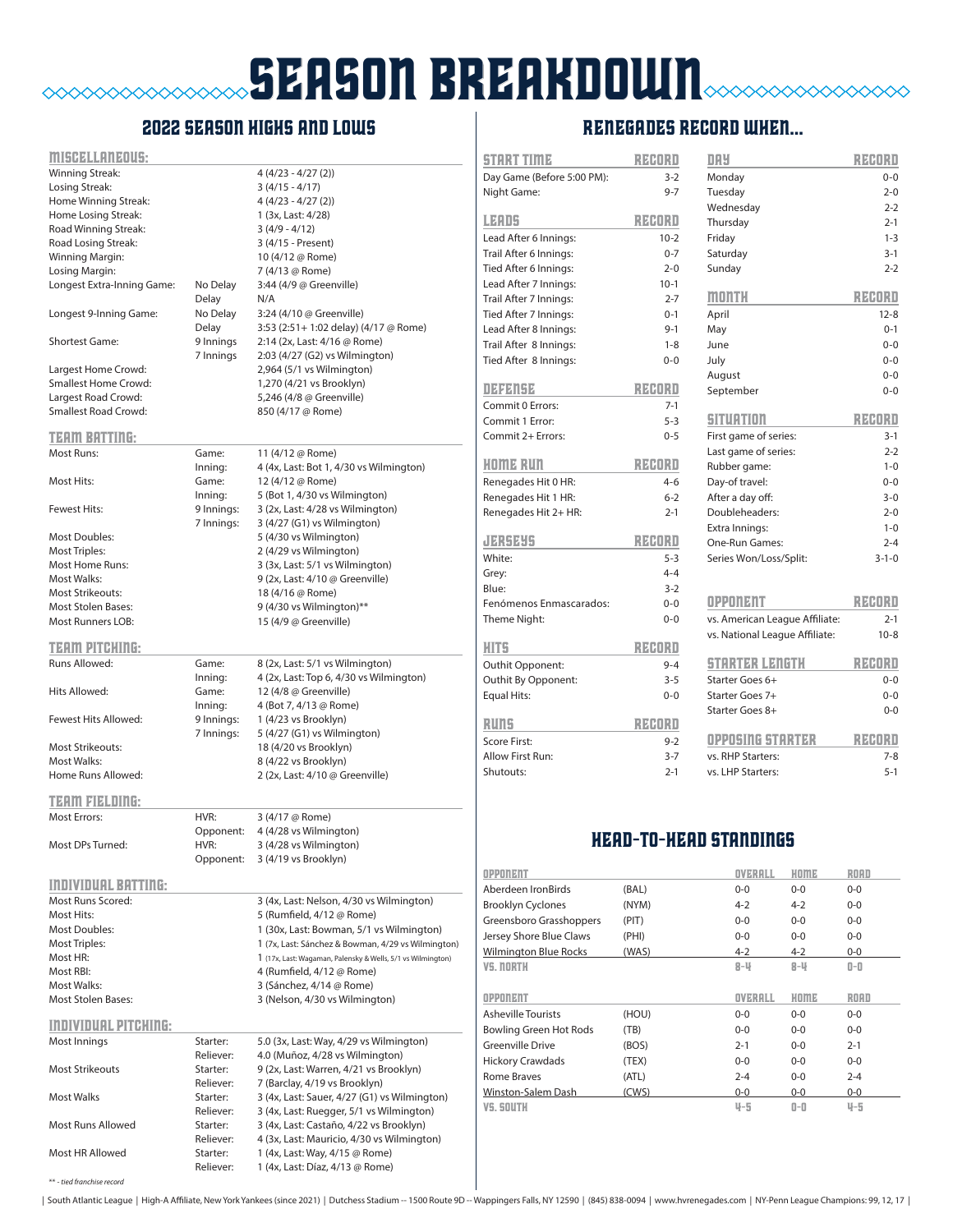# SEASON BREAKDOWN

## 2022 SEASON HIGHS AND LOWS

### MISCELLANEOUS:

| | | |
|---|---|---|
| Winning Streak: | | 4 (4/23 - 4/27 (2)) |
| Losing Streak: | | 3 (4/15 - 4/17) |
| Home Winning Streak: | | 4 (4/23 - 4/27 (2)) |
| Home Losing Streak: | | 1 (3x, Last: 4/28) |
| Road Winning Streak: | | 3 (4/9 - 4/12) |
| Road Losing Streak: | | 3 (4/15 - Present) |
| Winning Margin: | | 10 (4/12 @ Rome) |
| Losing Margin: | | 7 (4/13 @ Rome) |
| Longest Extra-Inning Game: | No Delay | 3:44 (4/9 @ Greenville) |
| | Delay | N/A |
| Longest 9-Inning Game: | No Delay | 3:24 (4/10 @ Greenville) |
| | Delay | 3:53 (2:51+ 1:02 delay) (4/17 @ Rome) |
| Shortest Game: | 9 Innings | 2:14 (2x, Last: 4/16 @ Rome) |
| | 7 Innings | 2:03 (4/27 (G2) vs Wilmington) |
| Largest Home Crowd: | | 2,964 (5/1 vs Wilmington) |
| Smallest Home Crowd: | | 1,270 (4/21 vs Brooklyn) |
| Largest Road Crowd: | | 5,246 (4/8 @ Greenville) |
| Smallest Road Crowd: | | 850 (4/17 @ Rome) |

### TEAM BATTING:

| | | |
|---|---|---|
| Most Runs: | Game: | 11 (4/12 @ Rome) |
| | Inning: | 4 (4x, Last: Bot 1, 4/30 vs Wilmington) |
| Most Hits: | Game: | 12 (4/12 @ Rome) |
| | Inning: | 5 (Bot 1, 4/30 vs Wilmington) |
| Fewest Hits: | 9 Innings: | 3 (2x, Last: 4/28 vs Wilmington) |
| | 7 Innings: | 3 (4/27 (G1) vs Wilmington) |
| Most Doubles: | | 5 (4/30 vs Wilmington) |
| Most Triples: | | 2 (4/29 vs Wilmington) |
| Most Home Runs: | | 3 (3x, Last: 5/1 vs Wilmington) |
| Most Walks: | | 9 (2x, Last: 4/10 @ Greenville) |
| Most Strikeouts: | | 18 (4/16 @ Rome) |
| Most Stolen Bases: | | 9 (4/30 vs Wilmington)** |
| Most Runners LOB: | | 15 (4/9 @ Greenville) |

### TEAM PITCHING:

| | | |
|---|---|---|
| Runs Allowed: | Game: | 8 (2x, Last: 5/1 vs Wilmington) |
| | Inning: | 4 (2x, Last: Top 6, 4/30 vs Wilmington) |
| Hits Allowed: | Game: | 12 (4/8 @ Greenville) |
| | Inning: | 4 (Bot 7, 4/13 @ Rome) |
| Fewest Hits Allowed: | 9 Innings: | 1 (4/23 vs Brooklyn) |
| | 7 Innings: | 5 (4/27 (G1) vs Wilmington) |
| Most Strikeouts: | | 18 (4/20 vs Brooklyn) |
| Most Walks: | | 8 (4/22 vs Brooklyn) |
| Home Runs Allowed: | | 2 (2x, Last: 4/10 @ Greenville) |

### TEAM FIELDING:

| | | |
|---|---|---|
| Most Errors: | HVR: | 3 (4/17 @ Rome) |
| | Opponent: | 4 (4/28 vs Wilmington) |
| Most DPs Turned: | HVR: | 3 (4/28 vs Wilmington) |
| | Opponent: | 3 (4/19 vs Brooklyn) |

### INDIVIDUAL BATTING:

| | |
|---|---|
| Most Runs Scored: | 3 (4x, Last: Nelson, 4/30 vs Wilmington) |
| Most Hits: | 5 (Rumfield, 4/12 @ Rome) |
| Most Doubles: | 1 (30x, Last: Bowman, 5/1 vs Wilmington) |
| Most Triples: | 1 (7x, Last: Sánchez & Bowman, 4/29 vs Wilmington) |
| Most HR: | 1 (17x, Last: Wagaman, Palensky & Wells, 5/1 vs Wilmington) |
| Most RBI: | 4 (Rumfield, 4/12 @ Rome) |
| Most Walks: | 3 (Sánchez, 4/14 @ Rome) |
| Most Stolen Bases: | 3 (Nelson, 4/30 vs Wilmington) |

### INDIVIDUAL PITCHING:

| | | |
|---|---|---|
| Most Innings | Starter: | 5.0 (3x, Last: Way, 4/29 vs Wilmington) |
| | Reliever: | 4.0 (Muñoz, 4/28 vs Wilmington) |
| Most Strikeouts | Starter: | 9 (2x, Last: Warren, 4/21 vs Brooklyn) |
| | Reliever: | 7 (Barclay, 4/19 vs Brooklyn) |
| Most Walks | Starter: | 3 (4x, Last: Sauer, 4/27 (G1) vs Wilmington) |
| | Reliever: | 3 (4x, Last: Ruegger, 5/1 vs Wilmington) |
| Most Runs Allowed | Starter: | 3 (4x, Last: Castaño, 4/22 vs Brooklyn) |
| | Reliever: | 4 (3x, Last: Mauricio, 4/30 vs Wilmington) |
| Most HR Allowed | Starter: | 1 (4x, Last: Way, 4/15 @ Rome) |
| | Reliever: | 1 (4x, Last: Díaz, 4/13 @ Rome) |

*** - tied franchise record*

## RENEGADES RECORD WHEN...

| START TIME | RECORD |
|---|---|
| Day Game (Before 5:00 PM): | 3-2 |
| Night Game: | 9-7 |

| LEADS | RECORD |
|---|---|
| Lead After 6 Innings: | 10-2 |
| Trail After 6 Innings: | 0-7 |
| Tied After 6 Innings: | 2-0 |
| Lead After 7 Innings: | 10-1 |
| Trail After 7 Innings: | 2-7 |
| Tied After 7 Innings: | 0-1 |
| Lead After 8 Innings: | 9-1 |
| Trail After 8 Innings: | 1-8 |
| Tied After 8 Innings: | 0-0 |

| DEFENSE | RECORD |
|---|---|
| Commit 0 Errors: | 7-1 |
| Commit 1 Error: | 5-3 |
| Commit 2+ Errors: | 0-5 |

| HOME RUN | RECORD |
|---|---|
| Renegades Hit 0 HR: | 4-6 |
| Renegades Hit 1 HR: | 6-2 |
| Renegades Hit 2+ HR: | 2-1 |

| JERSEYS | RECORD |
|---|---|
| White: | 5-3 |
| Grey: | 4-4 |
| Blue: | 3-2 |
| Fenómenos Enmascarados: | 0-0 |
| Theme Night: | 0-0 |

| HITS | RECORD |
|---|---|
| Outhit Opponent: | 9-4 |
| Outhit By Opponent: | 3-5 |
| Equal Hits: | 0-0 |

| RUNS | RECORD |
|---|---|
| Score First: | 9-2 |
| Allow First Run: | 3-7 |
| Shutouts: | 2-1 |

| DAY | RECORD |
|---|---|
| Monday | 0-0 |
| Tuesday | 2-0 |
| Wednesday | 2-2 |
| Thursday | 2-1 |
| Friday | 1-3 |
| Saturday | 3-1 |
| Sunday | 2-2 |

| MONTH | RECORD |
|---|---|
| April | 12-8 |
| May | 0-1 |
| June | 0-0 |
| July | 0-0 |
| August | 0-0 |
| September | 0-0 |

| SITUATION | RECORD |
|---|---|
| First game of series: | 3-1 |
| Last game of series: | 2-2 |
| Rubber game: | 1-0 |
| Day-of travel: | 0-0 |
| After a day off: | 3-0 |
| Doubleheaders: | 2-0 |
| Extra Innings: | 1-0 |
| One-Run Games: | 2-4 |
| Series Won/Loss/Split: | 3-1-0 |

| OPPONENT | RECORD |
|---|---|
| vs. American League Affiliate: | 2-1 |
| vs. National League Affiliate: | 10-8 |

| STARTER LENGTH | RECORD |
|---|---|
| Starter Goes 6+ | 0-0 |
| Starter Goes 7+ | 0-0 |
| Starter Goes 8+ | 0-0 |

| OPPOSING STARTER | RECORD |
|---|---|
| vs. RHP Starters: | 7-8 |
| vs. LHP Starters: | 5-1 |

## HEAD-TO-HEAD STANDINGS

| OPPONENT | | OVERALL | HOME | ROAD |
|---|---|---|---|---|
| Aberdeen IronBirds | (BAL) | 0-0 | 0-0 | 0-0 |
| Brooklyn Cyclones | (NYM) | 4-2 | 4-2 | 0-0 |
| Greensboro Grasshoppers | (PIT) | 0-0 | 0-0 | 0-0 |
| Jersey Shore Blue Claws | (PHI) | 0-0 | 0-0 | 0-0 |
| Wilmington Blue Rocks | (WAS) | 4-2 | 4-2 | 0-0 |
| **VS. NORTH** | | **8-4** | **8-4** | **0-0** |

| OPPONENT | | OVERALL | HOME | ROAD |
|---|---|---|---|---|
| Asheville Tourists | (HOU) | 0-0 | 0-0 | 0-0 |
| Bowling Green Hot Rods | (TB) | 0-0 | 0-0 | 0-0 |
| Greenville Drive | (BOS) | 2-1 | 0-0 | 2-1 |
| Hickory Crawdads | (TEX) | 0-0 | 0-0 | 0-0 |
| Rome Braves | (ATL) | 2-4 | 0-0 | 2-4 |
| Winston-Salem Dash | (CWS) | 0-0 | 0-0 | 0-0 |
| **VS. SOUTH** | | **4-5** | **0-0** | **4-5** |

| South Atlantic League | High-A Affiliate, New York Yankees (since 2021) | Dutchess Stadium -- 1500 Route 9D -- Wappingers Falls, NY 12590 | (845) 838-0094 | www.hvrenegades.com | NY-Penn League Champions: 99, 12, 17 |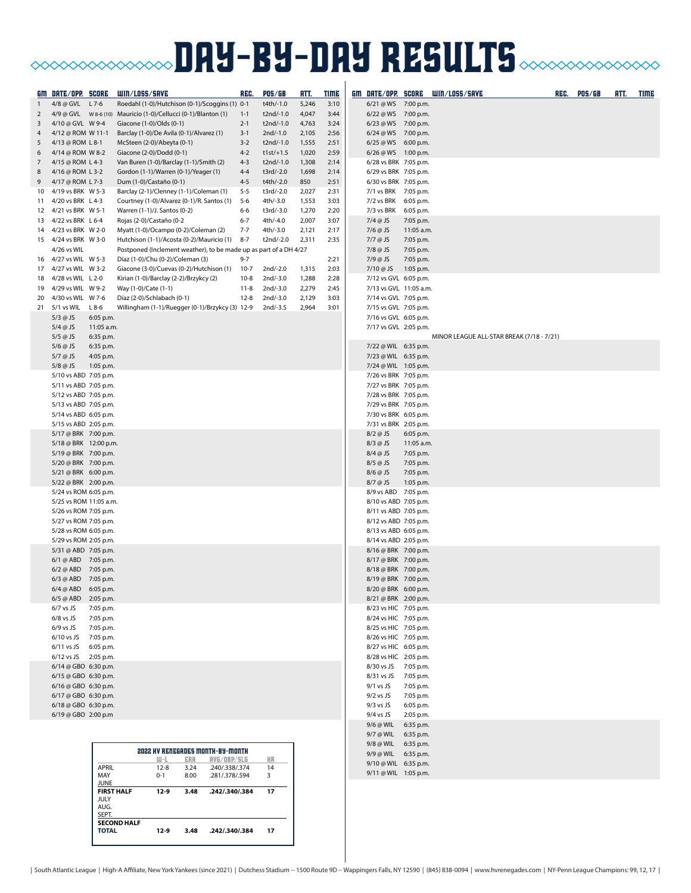# DAY-BY-DAY RESULTS

| GM | DATE/OPP. | SCORE | WIN/LOSS/SAVE | REC. | POS/GB | ATT. | TIME |
|---|---|---|---|---|---|---|---|
| 1 | 4/8 @ GVL | L 7-6 | Roedahl (1-0)/Hutchison (0-1)/Scoggins (1) | 0-1 | t4th/-1.0 | 5,246 | 3:10 |
| 2 | 4/9 @ GVL | W 8-6 (10) | Mauricio (1-0)/Cellucci (0-1)/Blanton (1) | 1-1 | t2nd/-1.0 | 4,047 | 3:44 |
| 3 | 4/10 @ GVL | W 9-4 | Giacone (1-0)/Olds (0-1) | 2-1 | t2nd/-1.0 | 4,763 | 3:24 |
| 4 | 4/12 @ ROM | W 11-1 | Barclay (1-0)/De Avila (0-1)/Alvarez (1) | 3-1 | 2nd/-1.0 | 2,105 | 2:56 |
| 5 | 4/13 @ ROM | L 8-1 | McSteen (2-0)/Abeyta (0-1) | 3-2 | t2nd/-1.0 | 1,555 | 2:51 |
| 6 | 4/14 @ ROM | W 8-2 | Giacone (2-0)/Dodd (0-1) | 4-2 | t1st/+1.5 | 1,020 | 2:59 |
| 7 | 4/15 @ ROM | L 4-3 | Van Buren (1-0)/Barclay (1-1)/Smith (2) | 4-3 | t2nd/-1.0 | 1,308 | 2:14 |
| 8 | 4/16 @ ROM | L 3-2 | Gordon (1-1)/Warren (0-1)/Yeager (1) | 4-4 | t3rd/-2.0 | 1,698 | 2:14 |
| 9 | 4/17 @ ROM | L 7-3 | Dum (1-0)/Castaño (0-1) | 4-5 | t4th/-2.0 | 850 | 2:51 |
| 10 | 4/19 vs BRK | W 5-3 | Barclay (2-1)/Clenney (1-1)/Coleman (1) | 5-5 | t3rd/-2.0 | 2,027 | 2:31 |
| 11 | 4/20 vs BRK | L 4-3 | Courtney (1-0)/Alvarez (0-1)/R. Santos (1) | 5-6 | 4th/-3.0 | 1,553 | 3:03 |
| 12 | 4/21 vs BRK | W 5-1 | Warren (1-1)/J. Santos (0-2) | 6-6 | t3rd/-3.0 | 1,270 | 2:20 |
| 13 | 4/22 vs BRK | L 6-4 | Rojas (2-0)/Castaño (0-2 | 6-7 | 4th/-4.0 | 2,007 | 3:07 |
| 14 | 4/23 vs BRK | W 2-0 | Myatt (1-0)/Ocampo (0-2)/Coleman (2) | 7-7 | 4th/-3.0 | 2,121 | 2:17 |
| 15 | 4/24 vs BRK | W 3-0 | Hutchison (1-1)/Acosta (0-2)/Mauricio (1) | 8-7 | t2nd/-2.0 | 2,311 | 2:35 |
| | 4/26 vs WIL | | Postponed (Inclement weather), to be made up as part of a DH 4/27 | | | | |
| 16 | 4/27 vs WIL | W 5-3 | Díaz (1-0)/Chu (0-2)/Coleman (3) | 9-7 | | | 2:21 |
| 17 | 4/27 vs WIL | W 3-2 | Giacone (3-0)/Cuevas (0-2)/Hutchison (1) | 10-7 | 2nd/-2.0 | 1,315 | 2:03 |
| 18 | 4/28 vs WIL | L 2-0 | Kirian (1-0)/Barclay (2-2)/Brzykcy (2) | 10-8 | 2nd/-3.0 | 1,288 | 2:28 |
| 19 | 4/29 vs WIL | W 9-2 | Way (1-0)/Cate (1-1) | 11-8 | 2nd/-3.0 | 2,279 | 2:45 |
| 20 | 4/30 vs WIL | W 7-6 | Díaz (2-0)/Schlabach (0-1) | 12-8 | 2nd/-3.0 | 2,129 | 3:03 |
| 21 | 5/1 vs WIL | L 8-6 | Willingham (1-1)/Ruegger (0-1)/Brzykcy (3) | 12-9 | 2nd/-3.5 | 2,964 | 3:01 |
| | 5/3 @ JS | 6:05 p.m. | | | | | |
| | 5/4 @ JS | 11:05 a.m. | | | | | |
| | 5/5 @ JS | 6:35 p.m. | | | | | |
| | 5/6 @ JS | 6:35 p.m. | | | | | |
| | 5/7 @ JS | 4:05 p.m. | | | | | |
| | 5/8 @ JS | 1:05 p.m. | | | | | |
| | 5/10 vs ABD | 7:05 p.m. | | | | | |
| | 5/11 vs ABD | 7:05 p.m. | | | | | |
| | 5/12 vs ABD | 7:05 p.m. | | | | | |
| | 5/13 vs ABD | 7:05 p.m. | | | | | |
| | 5/14 vs ABD | 6:05 p.m. | | | | | |
| | 5/15 vs ABD | 2:05 p.m. | | | | | |
| | 5/17 @ BRK | 7:00 p.m. | | | | | |
| | 5/18 @ BRK | 12:00 p.m. | | | | | |
| | 5/19 @ BRK | 7:00 p.m. | | | | | |
| | 5/20 @ BRK | 7:00 p.m. | | | | | |
| | 5/21 @ BRK | 6:00 p.m. | | | | | |
| | 5/22 @ BRK | 2:00 p.m. | | | | | |
| | 5/24 vs ROM | 6:05 p.m. | | | | | |
| | 5/25 vs ROM | 11:05 a.m. | | | | | |
| | 5/26 vs ROM | 7:05 p.m. | | | | | |
| | 5/27 vs ROM | 7:05 p.m. | | | | | |
| | 5/28 vs ROM | 6:05 p.m. | | | | | |
| | 5/29 vs ROM | 2:05 p.m. | | | | | |
| | 5/31 @ ABD | 7:05 p.m. | | | | | |
| | 6/1 @ ABD | 7:05 p.m. | | | | | |
| | 6/2 @ ABD | 7:05 p.m. | | | | | |
| | 6/3 @ ABD | 7:05 p.m. | | | | | |
| | 6/4 @ ABD | 6:05 p.m. | | | | | |
| | 6/5 @ ABD | 2:05 p.m. | | | | | |
| | 6/7 vs JS | 7:05 p.m. | | | | | |
| | 6/8 vs JS | 7:05 p.m. | | | | | |
| | 6/9 vs JS | 7:05 p.m. | | | | | |
| | 6/10 vs JS | 7:05 p.m. | | | | | |
| | 6/11 vs JS | 6:05 p.m. | | | | | |
| | 6/12 vs JS | 2:05 p.m. | | | | | |
| | 6/14 @ GBO | 6:30 p.m. | | | | | |
| | 6/15 @ GBO | 6:30 p.m. | | | | | |
| | 6/16 @ GBO | 6:30 p.m. | | | | | |
| | 6/17 @ GBO | 6:30 p.m. | | | | | |
| | 6/18 @ GBO | 6:30 p.m. | | | | | |
| | 6/19 @ GBO | 2:00 p.m | | | | | |

| 2022 HV RENEGADES MONTH-BY-MONTH | W-L | ERA | AVG/OBP/SLG | HR |
|---|---|---|---|---|
| APRIL | 12-8 | 3.24 | .240/.338/.374 | 14 |
| MAY | 0-1 | 8.00 | .281/.378/.594 | 3 |
| JUNE | | | | |
| **FIRST HALF** | **12-9** | **3.48** | **.242/.340/.384** | **17** |
| JULY | | | | |
| AUG. | | | | |
| SEPT. | | | | |
| **SECOND HALF** | | | | |
| **TOTAL** | **12-9** | **3.48** | **.242/.340/.384** | **17** |

| GM | DATE/OPP. | SCORE | WIN/LOSS/SAVE | REC. | POS/GB | ATT. | TIME |
|---|---|---|---|---|---|---|---|
| | 6/21 @ WS | 7:00 p.m. | | | | | |
| | 6/22 @ WS | 7:00 p.m. | | | | | |
| | 6/23 @ WS | 7:00 p.m. | | | | | |
| | 6/24 @ WS | 7:00 p.m. | | | | | |
| | 6/25 @ WS | 6:00 p.m. | | | | | |
| | 6/26 @ WS | 1:00 p.m. | | | | | |
| | 6/28 vs BRK | 7:05 p.m. | | | | | |
| | 6/29 vs BRK | 7:05 p.m. | | | | | |
| | 6/30 vs BRK | 7:05 p.m. | | | | | |
| | 7/1 vs BRK | 7:05 p.m. | | | | | |
| | 7/2 vs BRK | 6:05 p.m. | | | | | |
| | 7/3 vs BRK | 6:05 p.m. | | | | | |
| | 7/4 @ JS | 7:05 p.m. | | | | | |
| | 7/6 @ JS | 11:05 a.m. | | | | | |
| | 7/7 @ JS | 7:05 p.m. | | | | | |
| | 7/8 @ JS | 7:05 p.m. | | | | | |
| | 7/9 @ JS | 7:05 p.m. | | | | | |
| | 7/10 @ JS | 1:05 p.m. | | | | | |
| | 7/12 vs GVL | 6:05 p.m. | | | | | |
| | 7/13 vs GVL | 11:05 a.m. | | | | | |
| | 7/14 vs GVL | 7:05 p.m. | | | | | |
| | 7/15 vs GVL | 7:05 p.m. | | | | | |
| | 7/16 vs GVL | 6:05 p.m. | | | | | |
| | 7/17 vs GVL | 2:05 p.m. | | | | | |
| | | | MINOR LEAGUE ALL-STAR BREAK (7/18 - 7/21) | | | | |
| | 7/22 @ WIL | 6:35 p.m. | | | | | |
| | 7/23 @ WIL | 6:35 p.m. | | | | | |
| | 7/24 @ WIL | 1:05 p.m. | | | | | |
| | 7/26 vs BRK | 7:05 p.m. | | | | | |
| | 7/27 vs BRK | 7:05 p.m. | | | | | |
| | 7/28 vs BRK | 7:05 p.m. | | | | | |
| | 7/29 vs BRK | 7:05 p.m. | | | | | |
| | 7/30 vs BRK | 6:05 p.m. | | | | | |
| | 7/31 vs BRK | 2:05 p.m. | | | | | |
| | 8/2 @ JS | 6:05 p.m. | | | | | |
| | 8/3 @ JS | 11:05 a.m. | | | | | |
| | 8/4 @ JS | 7:05 p.m. | | | | | |
| | 8/5 @ JS | 7:05 p.m. | | | | | |
| | 8/6 @ JS | 7:05 p.m. | | | | | |
| | 8/7 @ JS | 1:05 p.m. | | | | | |
| | 8/9 vs ABD | 7:05 p.m. | | | | | |
| | 8/10 vs ABD | 7:05 p.m. | | | | | |
| | 8/11 vs ABD | 7:05 p.m. | | | | | |
| | 8/12 vs ABD | 7:05 p.m. | | | | | |
| | 8/13 vs ABD | 6:05 p.m. | | | | | |
| | 8/14 vs ABD | 2:05 p.m. | | | | | |
| | 8/16 @ BRK | 7:00 p.m. | | | | | |
| | 8/17 @ BRK | 7:00 p.m. | | | | | |
| | 8/18 @ BRK | 7:00 p.m. | | | | | |
| | 8/19 @ BRK | 7:00 p.m. | | | | | |
| | 8/20 @ BRK | 6:00 p.m. | | | | | |
| | 8/21 @ BRK | 2:00 p.m. | | | | | |
| | 8/23 vs HIC | 7:05 p.m. | | | | | |
| | 8/24 vs HIC | 7:05 p.m. | | | | | |
| | 8/25 vs HIC | 7:05 p.m. | | | | | |
| | 8/26 vs HIC | 7:05 p.m. | | | | | |
| | 8/27 vs HIC | 6:05 p.m. | | | | | |
| | 8/28 vs HIC | 2:05 p.m. | | | | | |
| | 8/30 vs JS | 7:05 p.m. | | | | | |
| | 8/31 vs JS | 7:05 p.m. | | | | | |
| | 9/1 vs JS | 7:05 p.m. | | | | | |
| | 9/2 vs JS | 7:05 p.m. | | | | | |
| | 9/3 vs JS | 6:05 p.m. | | | | | |
| | 9/4 vs JS | 2:05 p.m. | | | | | |
| | 9/6 @ WIL | 6:35 p.m. | | | | | |
| | 9/7 @ WIL | 6:35 p.m. | | | | | |
| | 9/8 @ WIL | 6:35 p.m. | | | | | |
| | 9/9 @ WIL | 6:35 p.m. | | | | | |
| | 9/10 @ WIL | 6:35 p.m. | | | | | |
| | 9/11 @ WIL | 1:05 p.m. | | | | | |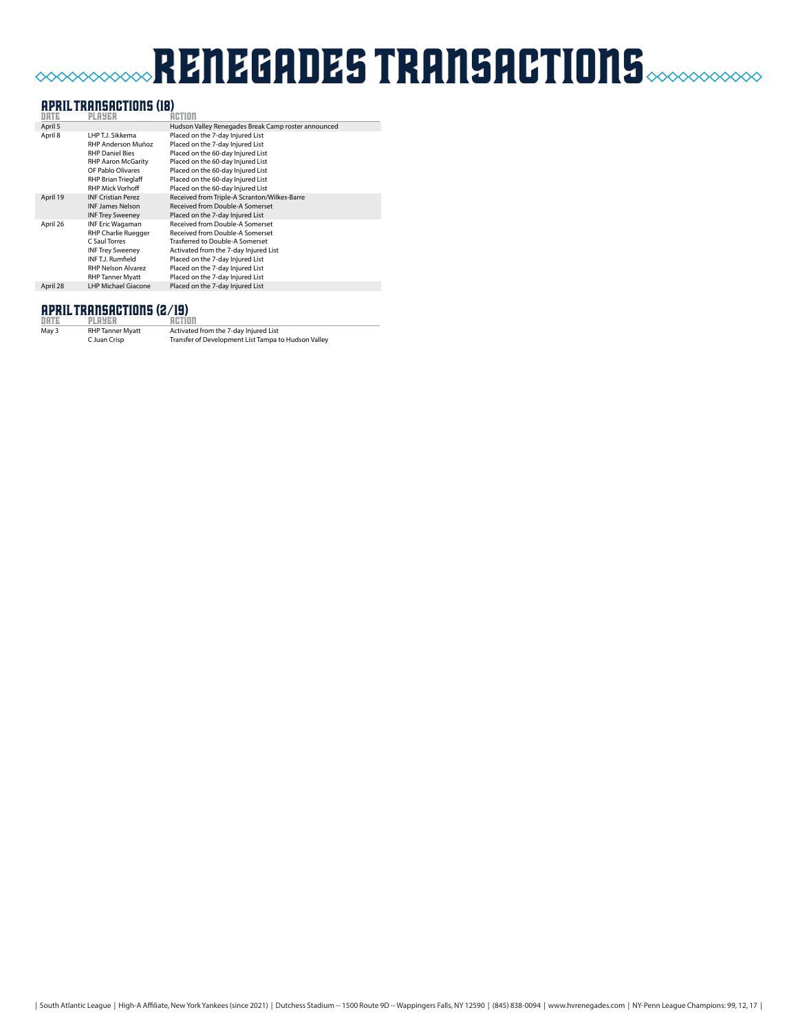# RENEGADES TRANSACTIONS

## APRIL TRANSACTIONS (18)

| DATE | PLAYER | ACTION |
|---|---|---|
| April 5 | | Hudson Valley Renegades Break Camp roster announced |
| April 8 | LHP T.J. Sikkema | Placed on the 7-day Injured List |
| | RHP Anderson Muñoz | Placed on the 7-day Injured List |
| | RHP Daniel Bies | Placed on the 60-day Injured List |
| | RHP Aaron McGarity | Placed on the 60-day Injured List |
| | OF Pablo Olivares | Placed on the 60-day Injured List |
| | RHP Brian Trieglaff | Placed on the 60-day Injured List |
| | RHP Mick Vorhoff | Placed on the 60-day Injured List |
| April 19 | INF Cristian Perez | Received from Triple-A Scranton/Wilkes-Barre |
| | INF James Nelson | Received from Double-A Somerset |
| | INF Trey Sweeney | Placed on the 7-day Injured List |
| April 26 | INF Eric Wagaman | Received from Double-A Somerset |
| | RHP Charlie Ruegger | Received from Double-A Somerset |
| | C Saul Torres | Trasferred to Double-A Somerset |
| | INF Trey Sweeney | Activated from the 7-day Injured List |
| | INF T.J. Rumfield | Placed on the 7-day Injured List |
| | RHP Nelson Alvarez | Placed on the 7-day Injured List |
| | RHP Tanner Myatt | Placed on the 7-day Injured List |
| April 28 | LHP Michael Giacone | Placed on the 7-day Injured List |

## APRIL TRANSACTIONS (2/19)

| DATE | PLAYER | ACTION |
|---|---|---|
| May 3 | RHP Tanner Myatt | Activated from the 7-day Injured List |
| | C Juan Crisp | Transfer of Development List Tampa to Hudson Valley |